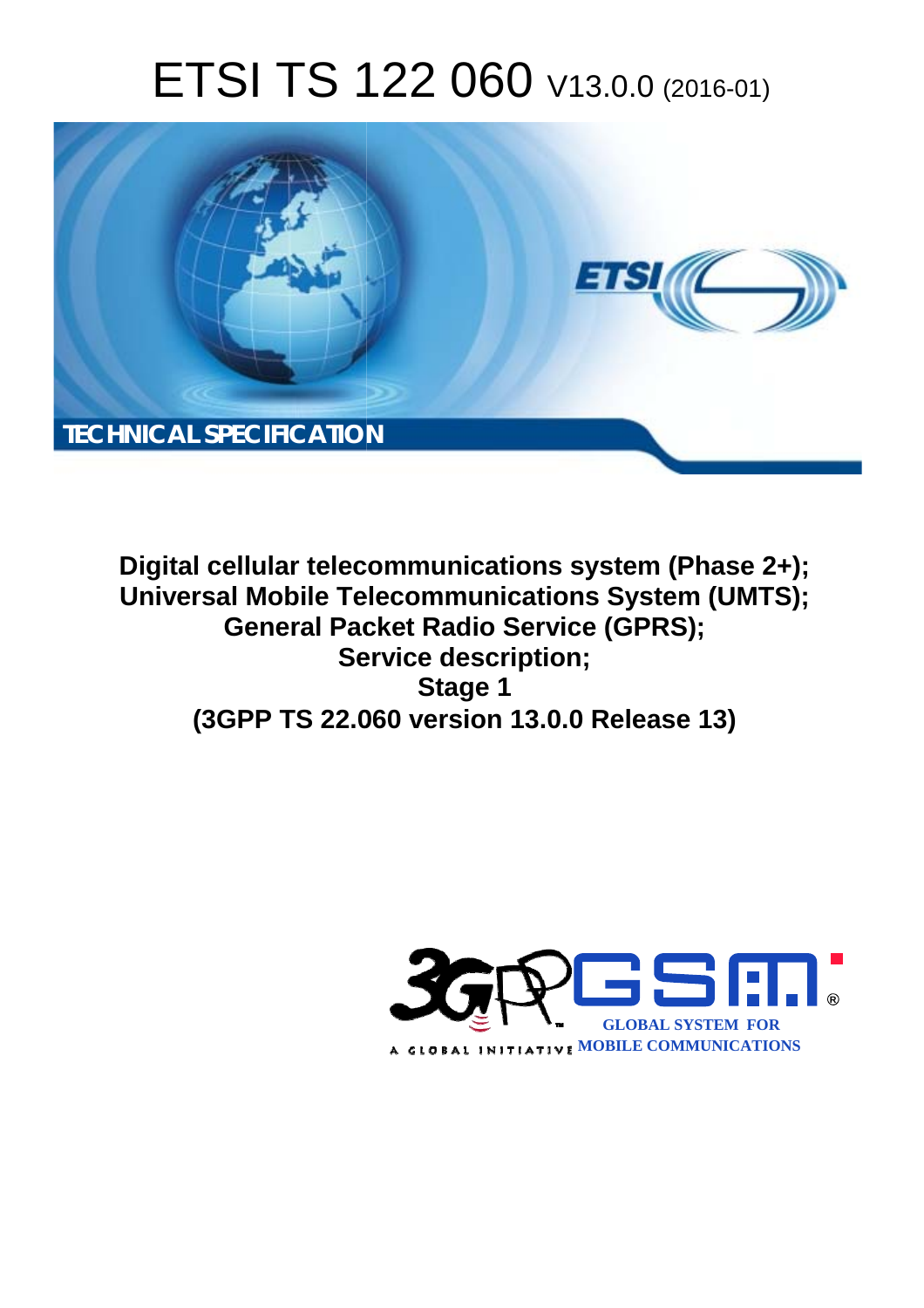# ETSI TS 122 060 V13.0.0 (2016-01)

TECHNICAL SPECIFICATION

**Digital cellular telecommunications system (Phase 2+); Universal Mobile Telecommunications System (UMTS); General Packet Radio Service (GPRS); Service description; Stage 1 (3GPP TS 22.060 version 13.0.0 Release 13)**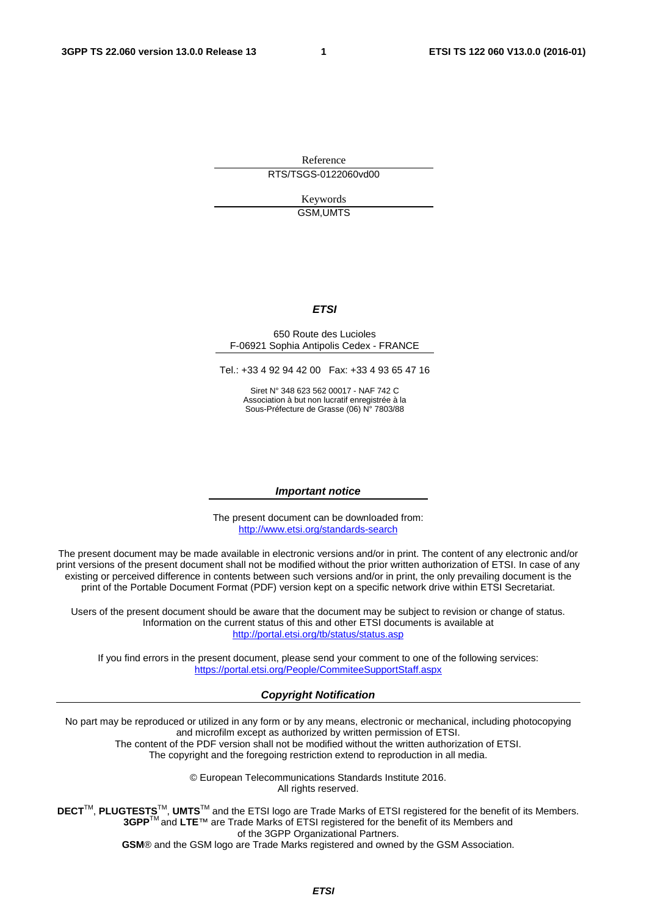Reference

RTS/TSGS-0122060vd00

Keywords

GSM,UMTS

***ETSI***

650 Route des Lucioles
F-06921 Sophia Antipolis Cedex - FRANCE

Tel.: +33 4 92 94 42 00   Fax: +33 4 93 65 47 16

Siret N° 348 623 562 00017 - NAF 742 C
Association à but non lucratif enregistrée à la
Sous-Préfecture de Grasse (06) N° 7803/88

***Important notice***

The present document can be downloaded from:
http://www.etsi.org/standards-search

The present document may be made available in electronic versions and/or in print. The content of any electronic and/or print versions of the present document shall not be modified without the prior written authorization of ETSI. In case of any existing or perceived difference in contents between such versions and/or in print, the only prevailing document is the print of the Portable Document Format (PDF) version kept on a specific network drive within ETSI Secretariat.

Users of the present document should be aware that the document may be subject to revision or change of status. Information on the current status of this and other ETSI documents is available at
http://portal.etsi.org/tb/status/status.asp

If you find errors in the present document, please send your comment to one of the following services:
https://portal.etsi.org/People/CommiteeSupportStaff.aspx

***Copyright Notification***

No part may be reproduced or utilized in any form or by any means, electronic or mechanical, including photocopying and microfilm except as authorized by written permission of ETSI.
The content of the PDF version shall not be modified without the written authorization of ETSI.
The copyright and the foregoing restriction extend to reproduction in all media.

© European Telecommunications Standards Institute 2016.
All rights reserved.

**DECT**™, **PLUGTESTS**™, **UMTS**™ and the ETSI logo are Trade Marks of ETSI registered for the benefit of its Members.
**3GPP**™ and **LTE**™ are Trade Marks of ETSI registered for the benefit of its Members and of the 3GPP Organizational Partners.
**GSM**® and the GSM logo are Trade Marks registered and owned by the GSM Association.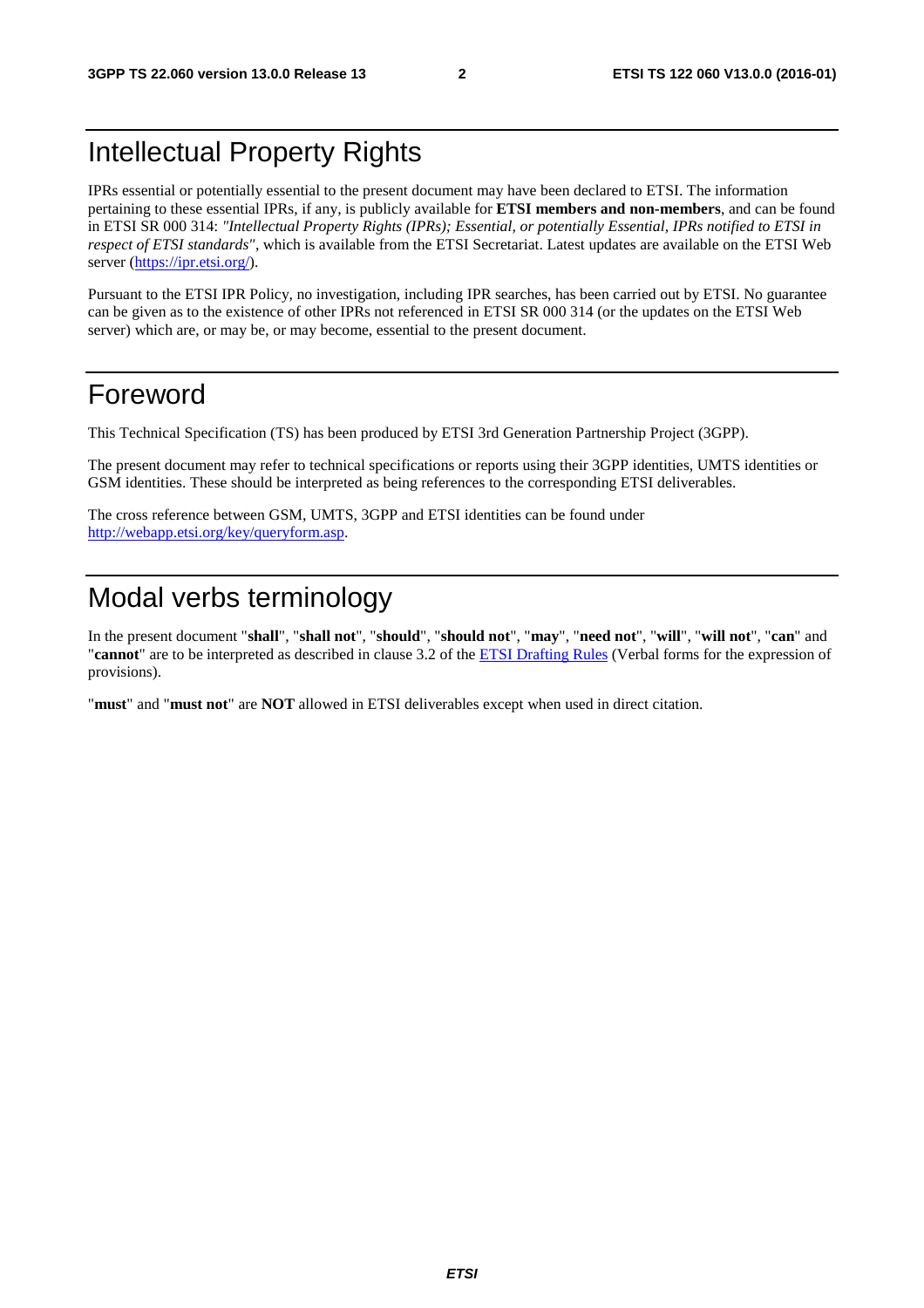# Intellectual Property Rights

IPRs essential or potentially essential to the present document may have been declared to ETSI. The information pertaining to these essential IPRs, if any, is publicly available for **ETSI members and non-members**, and can be found in ETSI SR 000 314: *"Intellectual Property Rights (IPRs); Essential, or potentially Essential, IPRs notified to ETSI in respect of ETSI standards"*, which is available from the ETSI Secretariat. Latest updates are available on the ETSI Web server (https://ipr.etsi.org/).

Pursuant to the ETSI IPR Policy, no investigation, including IPR searches, has been carried out by ETSI. No guarantee can be given as to the existence of other IPRs not referenced in ETSI SR 000 314 (or the updates on the ETSI Web server) which are, or may be, or may become, essential to the present document.

# Foreword

This Technical Specification (TS) has been produced by ETSI 3rd Generation Partnership Project (3GPP).

The present document may refer to technical specifications or reports using their 3GPP identities, UMTS identities or GSM identities. These should be interpreted as being references to the corresponding ETSI deliverables.

The cross reference between GSM, UMTS, 3GPP and ETSI identities can be found under http://webapp.etsi.org/key/queryform.asp.

# Modal verbs terminology

In the present document "**shall**", "**shall not**", "**should**", "**should not**", "**may**", "**need not**", "**will**", "**will not**", "**can**" and "**cannot**" are to be interpreted as described in clause 3.2 of the ETSI Drafting Rules (Verbal forms for the expression of provisions).

"**must**" and "**must not**" are **NOT** allowed in ETSI deliverables except when used in direct citation.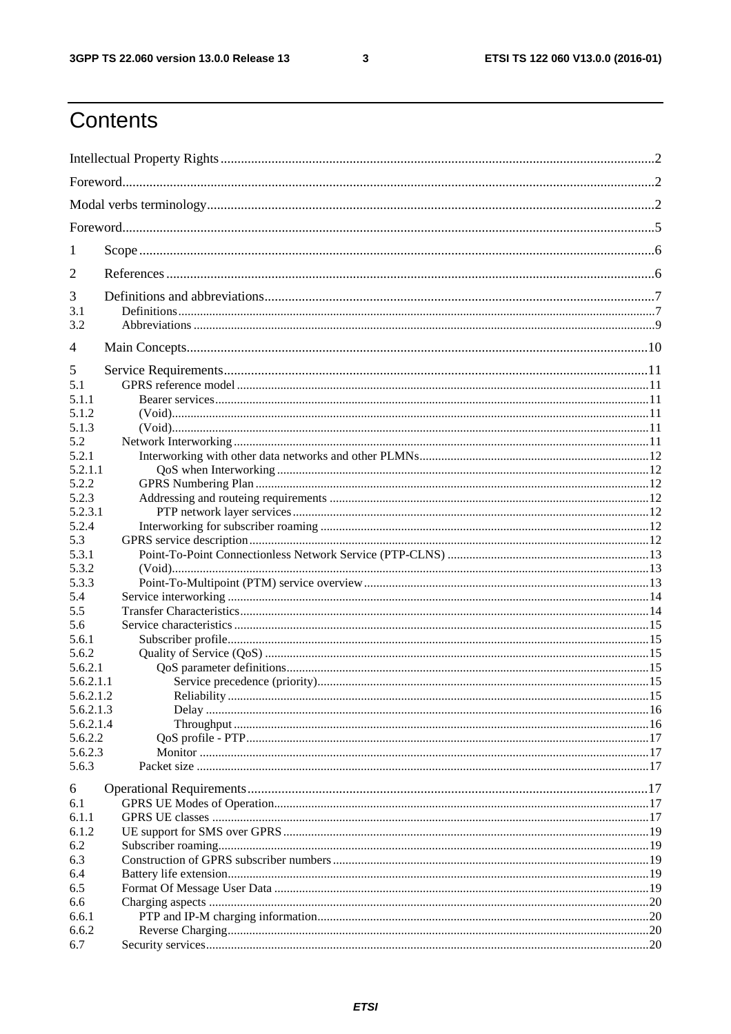# Contents

Intellectual Property Rights ... 2

Foreword ... 2

Modal verbs terminology ... 2

Foreword ... 5

1 Scope ... 6

2 References ... 6

3 Definitions and abbreviations ... 7

3.1 Definitions ... 7

3.2 Abbreviations ... 9

4 Main Concepts ... 10

5 Service Requirements ... 11

5.1 GPRS reference model ... 11

5.1.1 Bearer services ... 11

5.1.2 (Void) ... 11

5.1.3 (Void) ... 11

5.2 Network Interworking ... 11

5.2.1 Interworking with other data networks and other PLMNs ... 12

5.2.1.1 QoS when Interworking ... 12

5.2.2 GPRS Numbering Plan ... 12

5.2.3 Addressing and routeing requirements ... 12

5.2.3.1 PTP network layer services ... 12

5.2.4 Interworking for subscriber roaming ... 12

5.3 GPRS service description ... 12

5.3.1 Point-To-Point Connectionless Network Service (PTP-CLNS) ... 13

5.3.2 (Void) ... 13

5.3.3 Point-To-Multipoint (PTM) service overview ... 13

5.4 Service interworking ... 14

5.5 Transfer Characteristics ... 14

5.6 Service characteristics ... 15

5.6.1 Subscriber profile ... 15

5.6.2 Quality of Service (QoS) ... 15

5.6.2.1 QoS parameter definitions ... 15

5.6.2.1.1 Service precedence (priority) ... 15

5.6.2.1.2 Reliability ... 15

5.6.2.1.3 Delay ... 16

5.6.2.1.4 Throughput ... 16

5.6.2.2 QoS profile - PTP ... 17

5.6.2.3 Monitor ... 17

5.6.3 Packet size ... 17

6 Operational Requirements ... 17

6.1 GPRS UE Modes of Operation ... 17

6.1.1 GPRS UE classes ... 17

6.1.2 UE support for SMS over GPRS ... 19

6.2 Subscriber roaming ... 19

6.3 Construction of GPRS subscriber numbers ... 19

6.4 Battery life extension ... 19

6.5 Format Of Message User Data ... 19

6.6 Charging aspects ... 20

6.6.1 PTP and IP-M charging information ... 20

6.6.2 Reverse Charging ... 20

6.7 Security services ... 20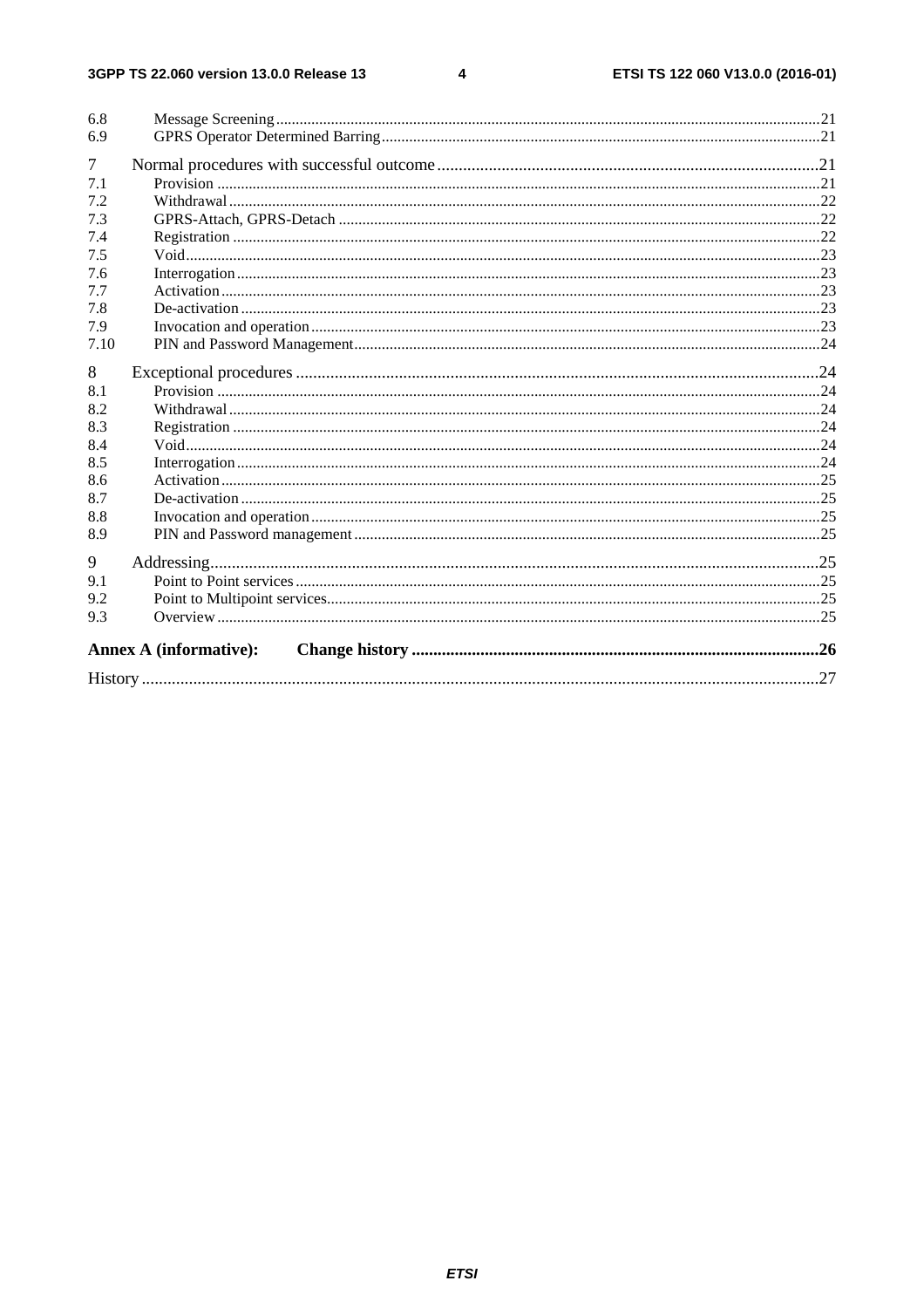6.8 Message Screening ....................................................................................................................................21
6.9 GPRS Operator Determined Barring ..........................................................................................................21

7 Normal procedures with successful outcome .........................................................................................21
7.1 Provision ......................................................................................................................................................21
7.2 Withdrawal ...................................................................................................................................................22
7.3 GPRS-Attach, GPRS-Detach .......................................................................................................................22
7.4 Registration ..................................................................................................................................................22
7.5 Void..............................................................................................................................................................23
7.6 Interrogation .................................................................................................................................................23
7.7 Activation .....................................................................................................................................................23
7.8 De-activation ................................................................................................................................................23
7.9 Invocation and operation ..............................................................................................................................23
7.10 PIN and Password Management ..................................................................................................................24

8 Exceptional procedures .........................................................................................................................24
8.1 Provision ......................................................................................................................................................24
8.2 Withdrawal ...................................................................................................................................................24
8.3 Registration ..................................................................................................................................................24
8.4 Void..............................................................................................................................................................24
8.5 Interrogation .................................................................................................................................................24
8.6 Activation .....................................................................................................................................................25
8.7 De-activation ................................................................................................................................................25
8.8 Invocation and operation ..............................................................................................................................25
8.9 PIN and Password management ...................................................................................................................25

9 Addressing.............................................................................................................................................25
9.1 Point to Point services ..................................................................................................................................25
9.2 Point to Multipoint services..........................................................................................................................25
9.3 Overview ......................................................................................................................................................25

**Annex A (informative): Change history .............................................................................................26**

History ............................................................................................................................................................27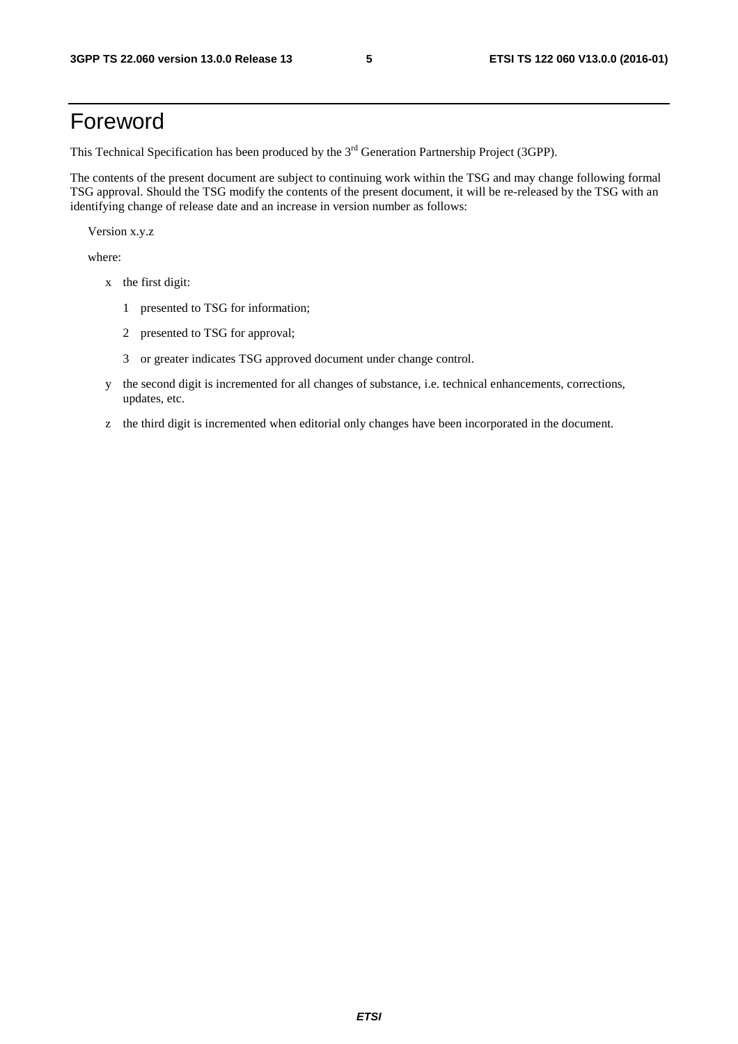# Foreword

This Technical Specification has been produced by the 3rd Generation Partnership Project (3GPP).

The contents of the present document are subject to continuing work within the TSG and may change following formal TSG approval. Should the TSG modify the contents of the present document, it will be re-released by the TSG with an identifying change of release date and an increase in version number as follows:

Version x.y.z

where:

- x the first digit:
  - 1 presented to TSG for information;
  - 2 presented to TSG for approval;
  - 3 or greater indicates TSG approved document under change control.
- y the second digit is incremented for all changes of substance, i.e. technical enhancements, corrections, updates, etc.
- z the third digit is incremented when editorial only changes have been incorporated in the document.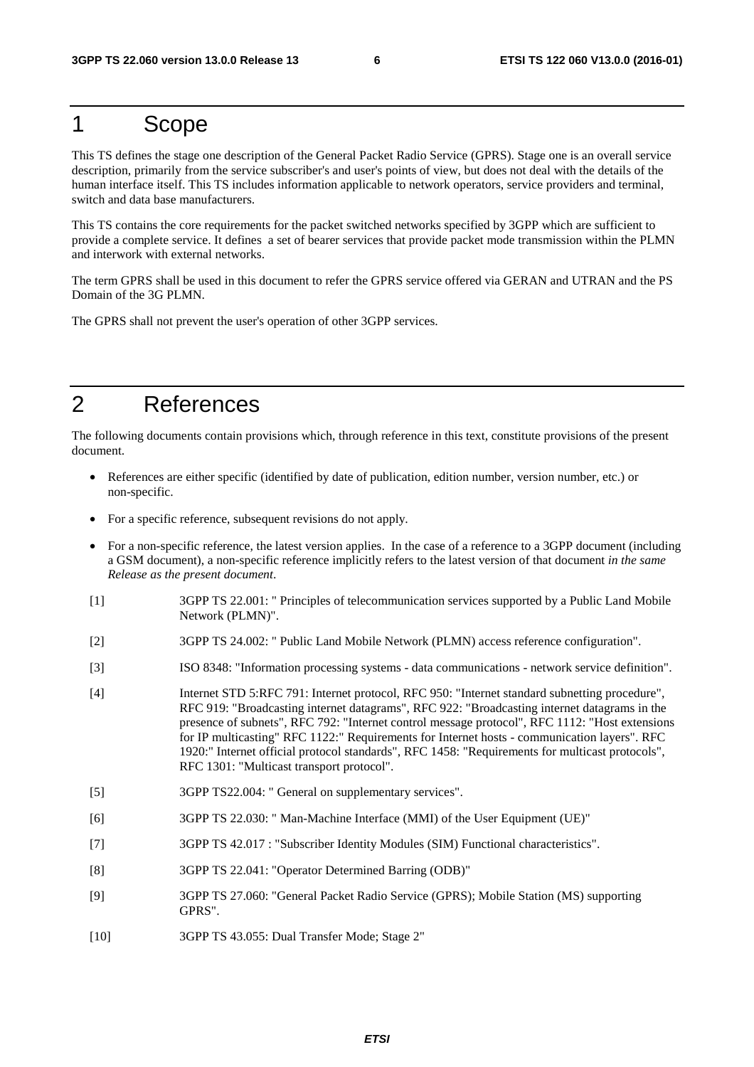# 1 Scope

This TS defines the stage one description of the General Packet Radio Service (GPRS). Stage one is an overall service description, primarily from the service subscriber's and user's points of view, but does not deal with the details of the human interface itself. This TS includes information applicable to network operators, service providers and terminal, switch and data base manufacturers.

This TS contains the core requirements for the packet switched networks specified by 3GPP which are sufficient to provide a complete service. It defines a set of bearer services that provide packet mode transmission within the PLMN and interwork with external networks.

The term GPRS shall be used in this document to refer the GPRS service offered via GERAN and UTRAN and the PS Domain of the 3G PLMN.

The GPRS shall not prevent the user's operation of other 3GPP services.

# 2 References

The following documents contain provisions which, through reference in this text, constitute provisions of the present document.

- References are either specific (identified by date of publication, edition number, version number, etc.) or non-specific.
- For a specific reference, subsequent revisions do not apply.
- For a non-specific reference, the latest version applies. In the case of a reference to a 3GPP document (including a GSM document), a non-specific reference implicitly refers to the latest version of that document *in the same Release as the present document*.

[1] 3GPP TS 22.001: " Principles of telecommunication services supported by a Public Land Mobile Network (PLMN)".

[2] 3GPP TS 24.002: " Public Land Mobile Network (PLMN) access reference configuration".

[3] ISO 8348: "Information processing systems - data communications - network service definition".

[4] Internet STD 5:RFC 791: Internet protocol, RFC 950: "Internet standard subnetting procedure", RFC 919: "Broadcasting internet datagrams", RFC 922: "Broadcasting internet datagrams in the presence of subnets", RFC 792: "Internet control message protocol", RFC 1112: "Host extensions for IP multicasting" RFC 1122:" Requirements for Internet hosts - communication layers". RFC 1920:" Internet official protocol standards", RFC 1458: "Requirements for multicast protocols", RFC 1301: "Multicast transport protocol".

[5] 3GPP TS22.004: " General on supplementary services".

[6] 3GPP TS 22.030: " Man-Machine Interface (MMI) of the User Equipment (UE)"

[7] 3GPP TS 42.017 : "Subscriber Identity Modules (SIM) Functional characteristics".

[8] 3GPP TS 22.041: "Operator Determined Barring (ODB)"

[9] 3GPP TS 27.060: "General Packet Radio Service (GPRS); Mobile Station (MS) supporting GPRS".

[10] 3GPP TS 43.055: Dual Transfer Mode; Stage 2"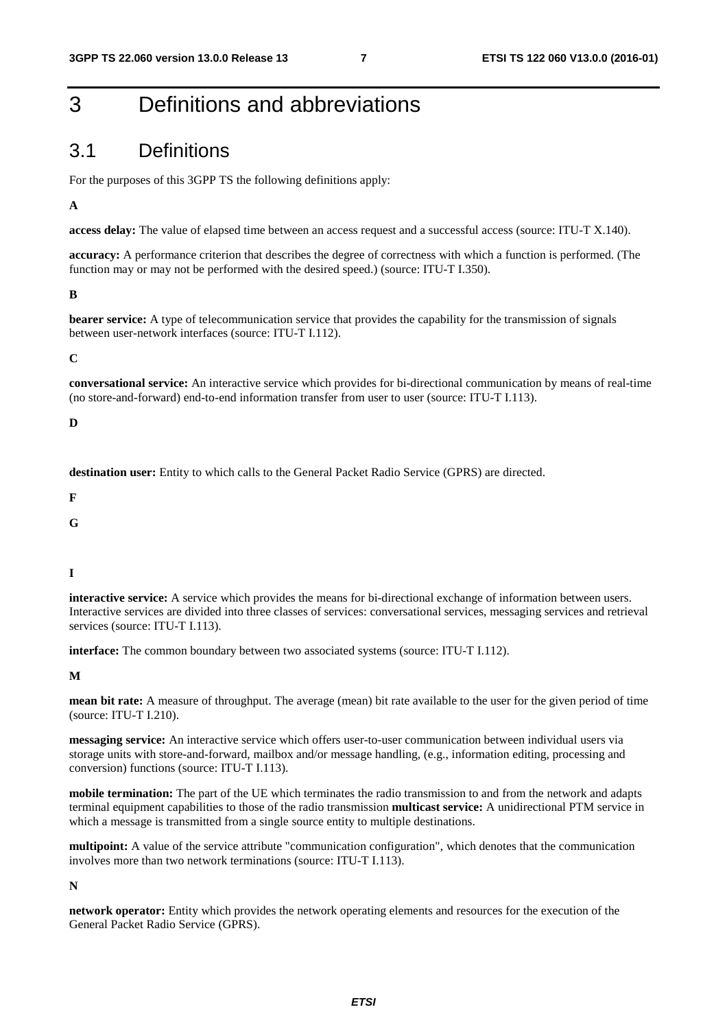# 3 Definitions and abbreviations

## 3.1 Definitions

For the purposes of this 3GPP TS the following definitions apply:

**A**

**access delay:** The value of elapsed time between an access request and a successful access (source: ITU-T X.140).

**accuracy:** A performance criterion that describes the degree of correctness with which a function is performed. (The function may or may not be performed with the desired speed.) (source: ITU-T I.350).

**B**

**bearer service:** A type of telecommunication service that provides the capability for the transmission of signals between user-network interfaces (source: ITU-T I.112).

**C**

**conversational service:** An interactive service which provides for bi-directional communication by means of real-time (no store-and-forward) end-to-end information transfer from user to user (source: ITU-T I.113).

**D**

**destination user:** Entity to which calls to the General Packet Radio Service (GPRS) are directed.

**F**

**G**

**I**

**interactive service:** A service which provides the means for bi-directional exchange of information between users. Interactive services are divided into three classes of services: conversational services, messaging services and retrieval services (source: ITU-T I.113).

**interface:** The common boundary between two associated systems (source: ITU-T I.112).

**M**

**mean bit rate:** A measure of throughput. The average (mean) bit rate available to the user for the given period of time (source: ITU-T I.210).

**messaging service:** An interactive service which offers user-to-user communication between individual users via storage units with store-and-forward, mailbox and/or message handling, (e.g., information editing, processing and conversion) functions (source: ITU-T I.113).

**mobile termination:** The part of the UE which terminates the radio transmission to and from the network and adapts terminal equipment capabilities to those of the radio transmission **multicast service:** A unidirectional PTM service in which a message is transmitted from a single source entity to multiple destinations.

**multipoint:** A value of the service attribute "communication configuration", which denotes that the communication involves more than two network terminations (source: ITU-T I.113).

**N**

**network operator:** Entity which provides the network operating elements and resources for the execution of the General Packet Radio Service (GPRS).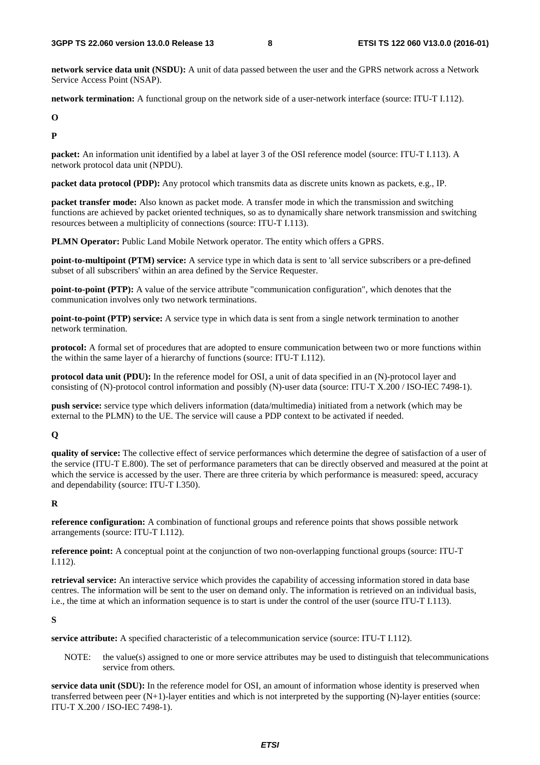**network service data unit (NSDU):** A unit of data passed between the user and the GPRS network across a Network Service Access Point (NSAP).

**network termination:** A functional group on the network side of a user-network interface (source: ITU-T I.112).

**O**

**P**

**packet:** An information unit identified by a label at layer 3 of the OSI reference model (source: ITU-T I.113). A network protocol data unit (NPDU).

**packet data protocol (PDP):** Any protocol which transmits data as discrete units known as packets, e.g., IP.

**packet transfer mode:** Also known as packet mode. A transfer mode in which the transmission and switching functions are achieved by packet oriented techniques, so as to dynamically share network transmission and switching resources between a multiplicity of connections (source: ITU-T I.113).

**PLMN Operator:** Public Land Mobile Network operator. The entity which offers a GPRS.

**point-to-multipoint (PTM) service:** A service type in which data is sent to 'all service subscribers or a pre-defined subset of all subscribers' within an area defined by the Service Requester.

**point-to-point (PTP):** A value of the service attribute "communication configuration", which denotes that the communication involves only two network terminations.

**point-to-point (PTP) service:** A service type in which data is sent from a single network termination to another network termination.

**protocol:** A formal set of procedures that are adopted to ensure communication between two or more functions within the within the same layer of a hierarchy of functions (source: ITU-T I.112).

**protocol data unit (PDU):** In the reference model for OSI, a unit of data specified in an (N)-protocol layer and consisting of (N)-protocol control information and possibly (N)-user data (source: ITU-T X.200 / ISO-IEC 7498-1).

**push service:** service type which delivers information (data/multimedia) initiated from a network (which may be external to the PLMN) to the UE. The service will cause a PDP context to be activated if needed.

**Q**

**quality of service:** The collective effect of service performances which determine the degree of satisfaction of a user of the service (ITU-T E.800). The set of performance parameters that can be directly observed and measured at the point at which the service is accessed by the user. There are three criteria by which performance is measured: speed, accuracy and dependability (source: ITU-T I.350).

**R**

**reference configuration:** A combination of functional groups and reference points that shows possible network arrangements (source: ITU-T I.112).

**reference point:** A conceptual point at the conjunction of two non-overlapping functional groups (source: ITU-T I.112).

**retrieval service:** An interactive service which provides the capability of accessing information stored in data base centres. The information will be sent to the user on demand only. The information is retrieved on an individual basis, i.e., the time at which an information sequence is to start is under the control of the user (source ITU-T I.113).

**S**

**service attribute:** A specified characteristic of a telecommunication service (source: ITU-T I.112).

NOTE: the value(s) assigned to one or more service attributes may be used to distinguish that telecommunications service from others.

**service data unit (SDU):** In the reference model for OSI, an amount of information whose identity is preserved when transferred between peer (N+1)-layer entities and which is not interpreted by the supporting (N)-layer entities (source: ITU-T X.200 / ISO-IEC 7498-1).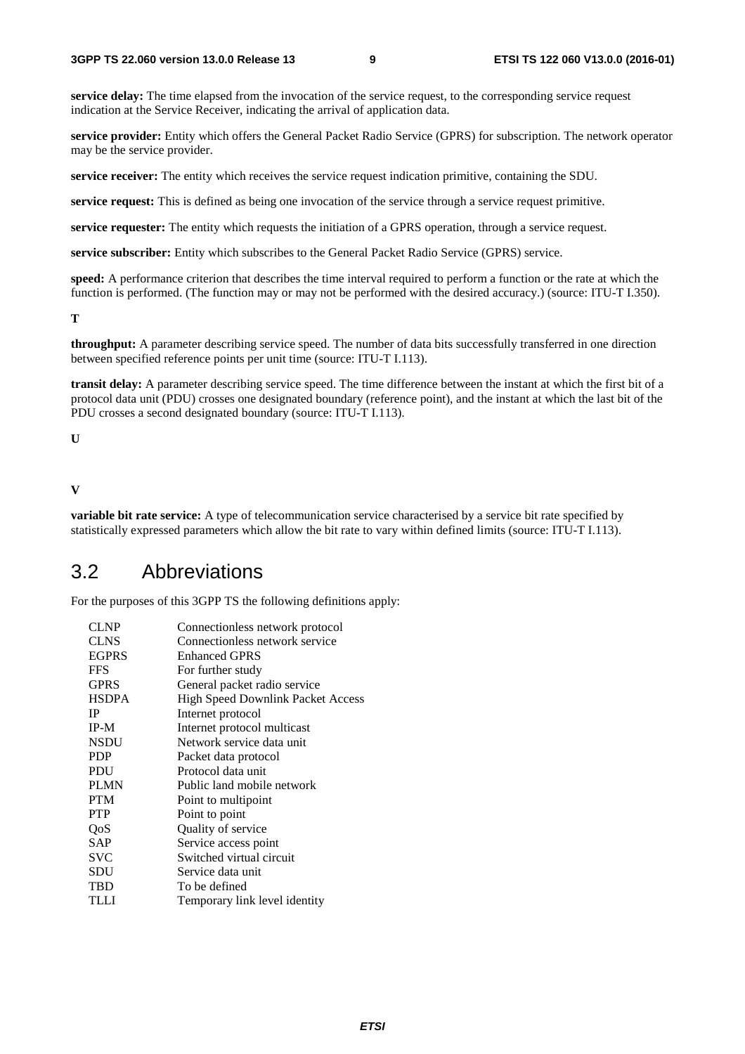**service delay:** The time elapsed from the invocation of the service request, to the corresponding service request indication at the Service Receiver, indicating the arrival of application data.

**service provider:** Entity which offers the General Packet Radio Service (GPRS) for subscription. The network operator may be the service provider.

**service receiver:** The entity which receives the service request indication primitive, containing the SDU.

**service request:** This is defined as being one invocation of the service through a service request primitive.

**service requester:** The entity which requests the initiation of a GPRS operation, through a service request.

**service subscriber:** Entity which subscribes to the General Packet Radio Service (GPRS) service.

**speed:** A performance criterion that describes the time interval required to perform a function or the rate at which the function is performed. (The function may or may not be performed with the desired accuracy.) (source: ITU-T I.350).

**T**

**throughput:** A parameter describing service speed. The number of data bits successfully transferred in one direction between specified reference points per unit time (source: ITU-T I.113).

**transit delay:** A parameter describing service speed. The time difference between the instant at which the first bit of a protocol data unit (PDU) crosses one designated boundary (reference point), and the instant at which the last bit of the PDU crosses a second designated boundary (source: ITU-T I.113).

**U**

**V**

**variable bit rate service:** A type of telecommunication service characterised by a service bit rate specified by statistically expressed parameters which allow the bit rate to vary within defined limits (source: ITU-T I.113).

## 3.2 Abbreviations

For the purposes of this 3GPP TS the following definitions apply:

| | |
|---|---|
| CLNP | Connectionless network protocol |
| CLNS | Connectionless network service |
| EGPRS | Enhanced GPRS |
| FFS | For further study |
| GPRS | General packet radio service |
| HSDPA | High Speed Downlink Packet Access |
| IP | Internet protocol |
| IP-M | Internet protocol multicast |
| NSDU | Network service data unit |
| PDP | Packet data protocol |
| PDU | Protocol data unit |
| PLMN | Public land mobile network |
| PTM | Point to multipoint |
| PTP | Point to point |
| QoS | Quality of service |
| SAP | Service access point |
| SVC | Switched virtual circuit |
| SDU | Service data unit |
| TBD | To be defined |
| TLLI | Temporary link level identity |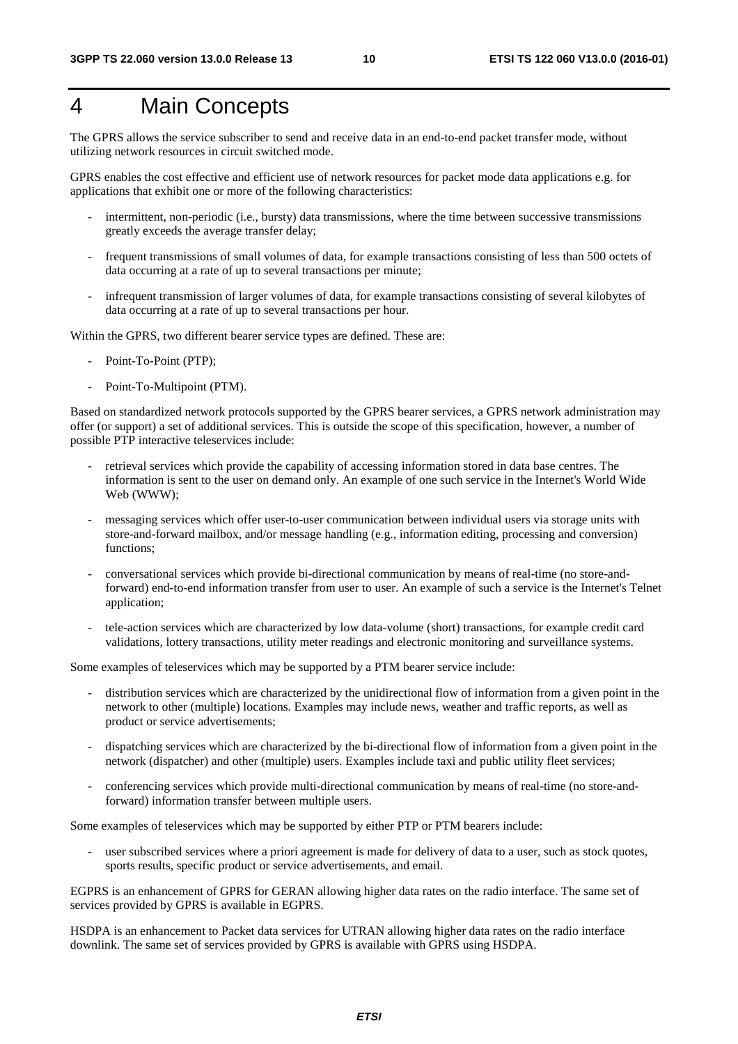# 4 Main Concepts

The GPRS allows the service subscriber to send and receive data in an end-to-end packet transfer mode, without utilizing network resources in circuit switched mode.

GPRS enables the cost effective and efficient use of network resources for packet mode data applications e.g. for applications that exhibit one or more of the following characteristics:

- intermittent, non-periodic (i.e., bursty) data transmissions, where the time between successive transmissions greatly exceeds the average transfer delay;
- frequent transmissions of small volumes of data, for example transactions consisting of less than 500 octets of data occurring at a rate of up to several transactions per minute;
- infrequent transmission of larger volumes of data, for example transactions consisting of several kilobytes of data occurring at a rate of up to several transactions per hour.

Within the GPRS, two different bearer service types are defined. These are:

- Point-To-Point (PTP);
- Point-To-Multipoint (PTM).

Based on standardized network protocols supported by the GPRS bearer services, a GPRS network administration may offer (or support) a set of additional services. This is outside the scope of this specification, however, a number of possible PTP interactive teleservices include:

- retrieval services which provide the capability of accessing information stored in data base centres. The information is sent to the user on demand only. An example of one such service in the Internet's World Wide Web (WWW);
- messaging services which offer user-to-user communication between individual users via storage units with store-and-forward mailbox, and/or message handling (e.g., information editing, processing and conversion) functions;
- conversational services which provide bi-directional communication by means of real-time (no store-and-forward) end-to-end information transfer from user to user. An example of such a service is the Internet's Telnet application;
- tele-action services which are characterized by low data-volume (short) transactions, for example credit card validations, lottery transactions, utility meter readings and electronic monitoring and surveillance systems.

Some examples of teleservices which may be supported by a PTM bearer service include:

- distribution services which are characterized by the unidirectional flow of information from a given point in the network to other (multiple) locations. Examples may include news, weather and traffic reports, as well as product or service advertisements;
- dispatching services which are characterized by the bi-directional flow of information from a given point in the network (dispatcher) and other (multiple) users. Examples include taxi and public utility fleet services;
- conferencing services which provide multi-directional communication by means of real-time (no store-and-forward) information transfer between multiple users.

Some examples of teleservices which may be supported by either PTP or PTM bearers include:

- user subscribed services where a priori agreement is made for delivery of data to a user, such as stock quotes, sports results, specific product or service advertisements, and email.

EGPRS is an enhancement of GPRS for GERAN allowing higher data rates on the radio interface. The same set of services provided by GPRS is available in EGPRS.

HSDPA is an enhancement to Packet data services for UTRAN allowing higher data rates on the radio interface downlink. The same set of services provided by GPRS is available with GPRS using HSDPA.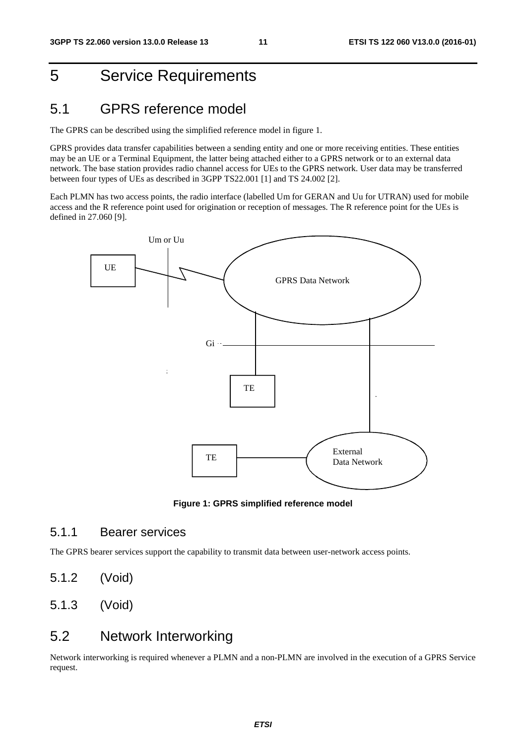# 5 Service Requirements

## 5.1 GPRS reference model

The GPRS can be described using the simplified reference model in figure 1.

GPRS provides data transfer capabilities between a sending entity and one or more receiving entities. These entities may be an UE or a Terminal Equipment, the latter being attached either to a GPRS network or to an external data network. The base station provides radio channel access for UEs to the GPRS network. User data may be transferred between four types of UEs as described in 3GPP TS22.001 [1] and TS 24.002 [2].

Each PLMN has two access points, the radio interface (labelled Um for GERAN and Uu for UTRAN) used for mobile access and the R reference point used for origination or reception of messages. The R reference point for the UEs is defined in 27.060 [9].

**Figure 1: GPRS simplified reference model**

### 5.1.1 Bearer services

The GPRS bearer services support the capability to transmit data between user-network access points.

### 5.1.2 (Void)

### 5.1.3 (Void)

## 5.2 Network Interworking

Network interworking is required whenever a PLMN and a non-PLMN are involved in the execution of a GPRS Service request.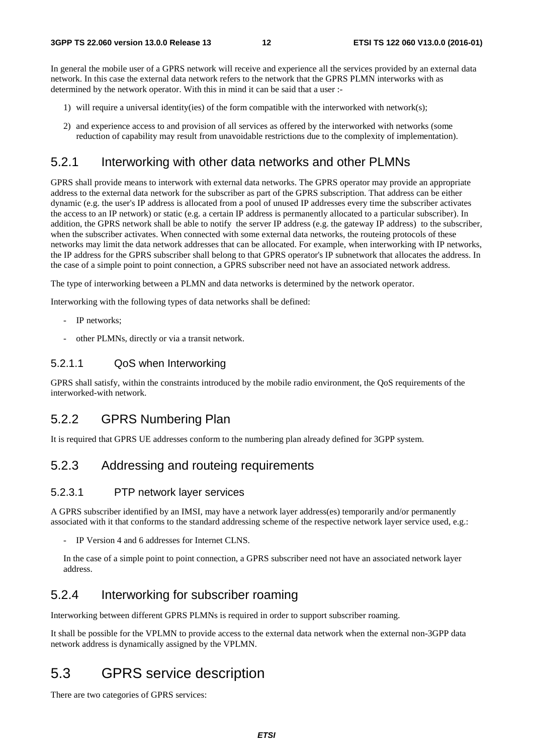In general the mobile user of a GPRS network will receive and experience all the services provided by an external data network. In this case the external data network refers to the network that the GPRS PLMN interworks with as determined by the network operator. With this in mind it can be said that a user :-

1) will require a universal identity(ies) of the form compatible with the interworked with network(s);

2) and experience access to and provision of all services as offered by the interworked with networks (some reduction of capability may result from unavoidable restrictions due to the complexity of implementation).

## 5.2.1 Interworking with other data networks and other PLMNs

GPRS shall provide means to interwork with external data networks. The GPRS operator may provide an appropriate address to the external data network for the subscriber as part of the GPRS subscription. That address can be either dynamic (e.g. the user's IP address is allocated from a pool of unused IP addresses every time the subscriber activates the access to an IP network) or static (e.g. a certain IP address is permanently allocated to a particular subscriber). In addition, the GPRS network shall be able to notify the server IP address (e.g. the gateway IP address) to the subscriber, when the subscriber activates. When connected with some external data networks, the routeing protocols of these networks may limit the data network addresses that can be allocated. For example, when interworking with IP networks, the IP address for the GPRS subscriber shall belong to that GPRS operator's IP subnetwork that allocates the address. In the case of a simple point to point connection, a GPRS subscriber need not have an associated network address.

The type of interworking between a PLMN and data networks is determined by the network operator.

Interworking with the following types of data networks shall be defined:

- IP networks;
- other PLMNs, directly or via a transit network.

### 5.2.1.1 QoS when Interworking

GPRS shall satisfy, within the constraints introduced by the mobile radio environment, the QoS requirements of the interworked-with network.

## 5.2.2 GPRS Numbering Plan

It is required that GPRS UE addresses conform to the numbering plan already defined for 3GPP system.

## 5.2.3 Addressing and routeing requirements

### 5.2.3.1 PTP network layer services

A GPRS subscriber identified by an IMSI, may have a network layer address(es) temporarily and/or permanently associated with it that conforms to the standard addressing scheme of the respective network layer service used, e.g.:

- IP Version 4 and 6 addresses for Internet CLNS.

In the case of a simple point to point connection, a GPRS subscriber need not have an associated network layer address.

## 5.2.4 Interworking for subscriber roaming

Interworking between different GPRS PLMNs is required in order to support subscriber roaming.

It shall be possible for the VPLMN to provide access to the external data network when the external non-3GPP data network address is dynamically assigned by the VPLMN.

# 5.3 GPRS service description

There are two categories of GPRS services: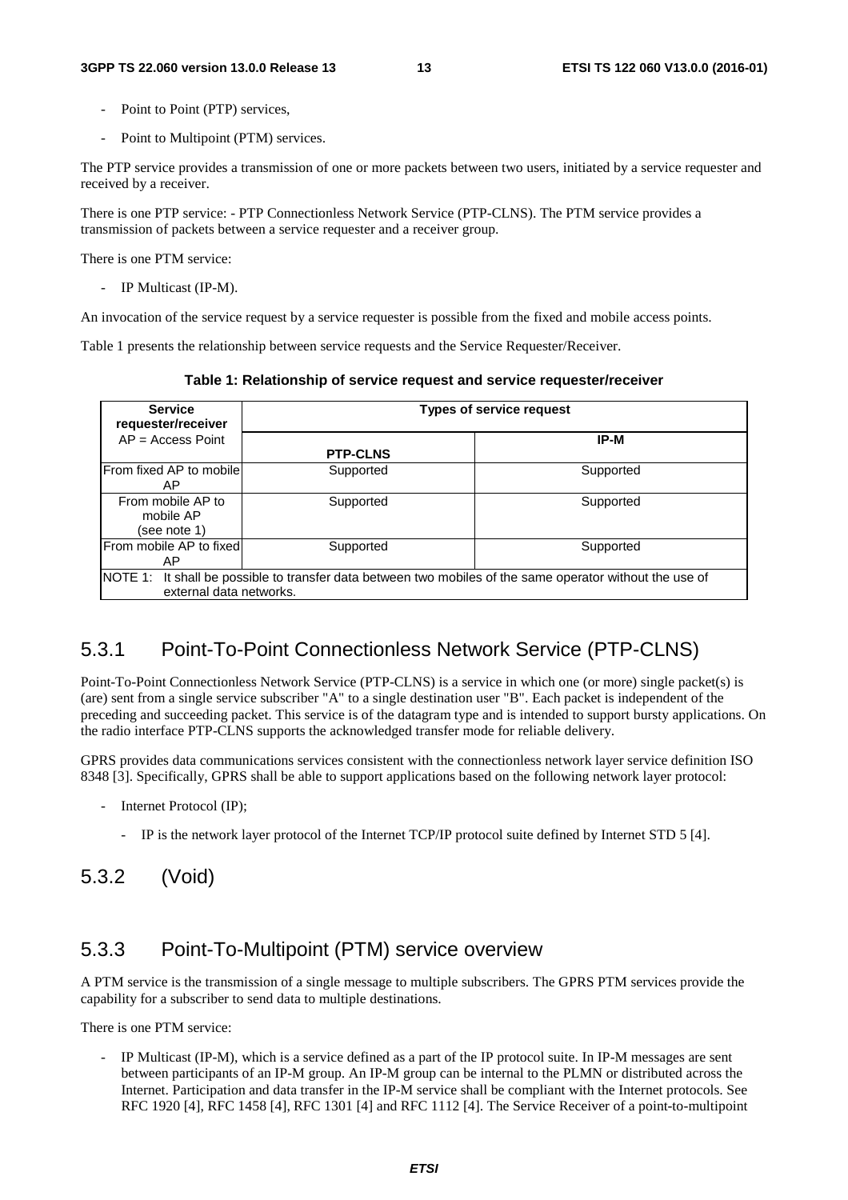- Point to Point (PTP) services,
- Point to Multipoint (PTM) services.

The PTP service provides a transmission of one or more packets between two users, initiated by a service requester and received by a receiver.

There is one PTP service: - PTP Connectionless Network Service (PTP-CLNS). The PTM service provides a transmission of packets between a service requester and a receiver group.

There is one PTM service:

- IP Multicast (IP-M).

An invocation of the service request by a service requester is possible from the fixed and mobile access points.

Table 1 presents the relationship between service requests and the Service Requester/Receiver.

**Table 1: Relationship of service request and service requester/receiver**

| **Service requester/receiver** AP = Access Point | **Types of service request** | |
|---|---|---|
| | **PTP-CLNS** | **IP-M** |
| From fixed AP to mobile AP | Supported | Supported |
| From mobile AP to mobile AP (see note 1) | Supported | Supported |
| From mobile AP to fixed AP | Supported | Supported |
| NOTE 1: It shall be possible to transfer data between two mobiles of the same operator without the use of external data networks. | | |

## 5.3.1 Point-To-Point Connectionless Network Service (PTP-CLNS)

Point-To-Point Connectionless Network Service (PTP-CLNS) is a service in which one (or more) single packet(s) is (are) sent from a single service subscriber "A" to a single destination user "B". Each packet is independent of the preceding and succeeding packet. This service is of the datagram type and is intended to support bursty applications. On the radio interface PTP-CLNS supports the acknowledged transfer mode for reliable delivery.

GPRS provides data communications services consistent with the connectionless network layer service definition ISO 8348 [3]. Specifically, GPRS shall be able to support applications based on the following network layer protocol:

- Internet Protocol (IP);
    - IP is the network layer protocol of the Internet TCP/IP protocol suite defined by Internet STD 5 [4].

## 5.3.2 (Void)

## 5.3.3 Point-To-Multipoint (PTM) service overview

A PTM service is the transmission of a single message to multiple subscribers. The GPRS PTM services provide the capability for a subscriber to send data to multiple destinations.

There is one PTM service:

- IP Multicast (IP-M), which is a service defined as a part of the IP protocol suite. In IP-M messages are sent between participants of an IP-M group. An IP-M group can be internal to the PLMN or distributed across the Internet. Participation and data transfer in the IP-M service shall be compliant with the Internet protocols. See RFC 1920 [4], RFC 1458 [4], RFC 1301 [4] and RFC 1112 [4]. The Service Receiver of a point-to-multipoint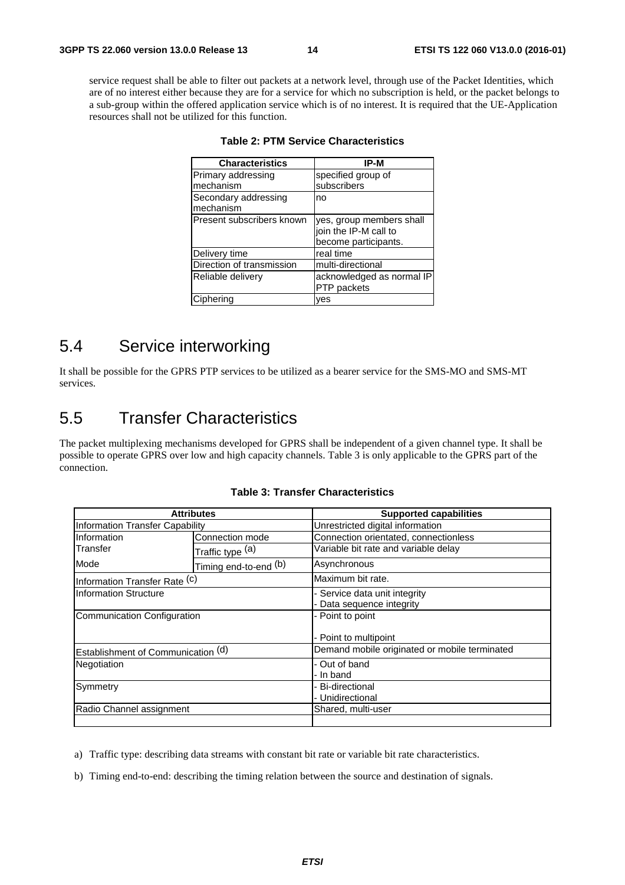service request shall be able to filter out packets at a network level, through use of the Packet Identities, which are of no interest either because they are for a service for which no subscription is held, or the packet belongs to a sub-group within the offered application service which is of no interest. It is required that the UE-Application resources shall not be utilized for this function.

**Table 2: PTM Service Characteristics**

| Characteristics | IP-M |
|---|---|
| Primary addressing mechanism | specified group of subscribers |
| Secondary addressing mechanism | no |
| Present subscribers known | yes, group members shall join the IP-M call to become participants. |
| Delivery time | real time |
| Direction of transmission | multi-directional |
| Reliable delivery | acknowledged as normal IP PTP packets |
| Ciphering | yes |

## 5.4 Service interworking

It shall be possible for the GPRS PTP services to be utilized as a bearer service for the SMS-MO and SMS-MT services.

## 5.5 Transfer Characteristics

The packet multiplexing mechanisms developed for GPRS shall be independent of a given channel type. It shall be possible to operate GPRS over low and high capacity channels. Table 3 is only applicable to the GPRS part of the connection.

**Table 3: Transfer Characteristics**

| Attributes | | Supported capabilities |
|---|---|---|
| Information Transfer Capability | | Unrestricted digital information |
| Information Transfer Mode | Connection mode | Connection orientated, connectionless |
| | Traffic type (a) | Variable bit rate and variable delay |
| | Timing end-to-end (b) | Asynchronous |
| Information Transfer Rate (c) | | Maximum bit rate. |
| Information Structure | | - Service data unit integrity<br>- Data sequence integrity |
| Communication Configuration | | - Point to point<br>- Point to multipoint |
| Establishment of Communication (d) | | Demand mobile originated or mobile terminated |
| Negotiation | | - Out of band<br>- In band |
| Symmetry | | - Bi-directional<br>- Unidirectional |
| Radio Channel assignment | | Shared, multi-user |
| | | |

a) Traffic type: describing data streams with constant bit rate or variable bit rate characteristics.

b) Timing end-to-end: describing the timing relation between the source and destination of signals.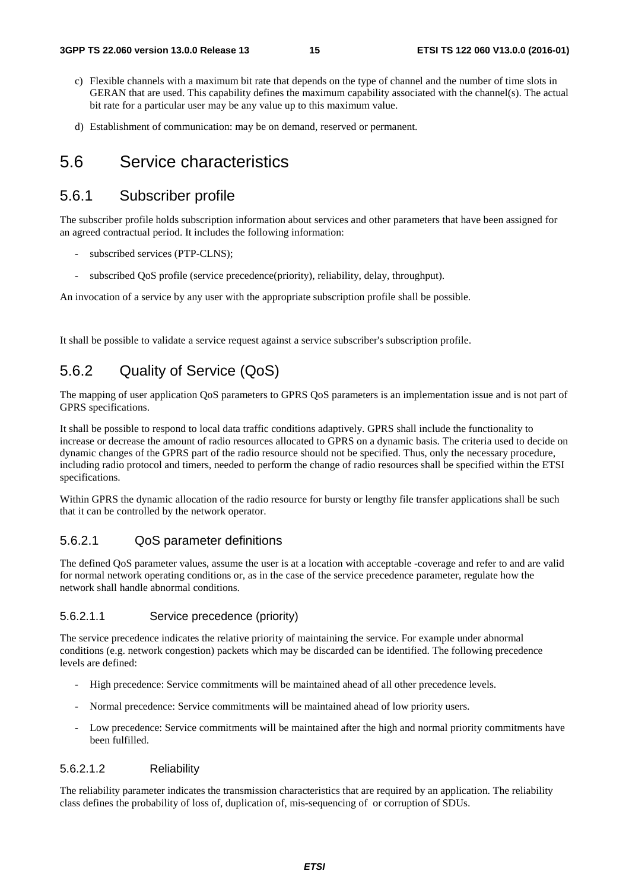c) Flexible channels with a maximum bit rate that depends on the type of channel and the number of time slots in GERAN that are used. This capability defines the maximum capability associated with the channel(s). The actual bit rate for a particular user may be any value up to this maximum value.

d) Establishment of communication: may be on demand, reserved or permanent.

# 5.6 Service characteristics

## 5.6.1 Subscriber profile

The subscriber profile holds subscription information about services and other parameters that have been assigned for an agreed contractual period. It includes the following information:

- subscribed services (PTP-CLNS);
- subscribed QoS profile (service precedence(priority), reliability, delay, throughput).

An invocation of a service by any user with the appropriate subscription profile shall be possible.

It shall be possible to validate a service request against a service subscriber's subscription profile.

## 5.6.2 Quality of Service (QoS)

The mapping of user application QoS parameters to GPRS QoS parameters is an implementation issue and is not part of GPRS specifications.

It shall be possible to respond to local data traffic conditions adaptively. GPRS shall include the functionality to increase or decrease the amount of radio resources allocated to GPRS on a dynamic basis. The criteria used to decide on dynamic changes of the GPRS part of the radio resource should not be specified. Thus, only the necessary procedure, including radio protocol and timers, needed to perform the change of radio resources shall be specified within the ETSI specifications.

Within GPRS the dynamic allocation of the radio resource for bursty or lengthy file transfer applications shall be such that it can be controlled by the network operator.

### 5.6.2.1 QoS parameter definitions

The defined QoS parameter values, assume the user is at a location with acceptable -coverage and refer to and are valid for normal network operating conditions or, as in the case of the service precedence parameter, regulate how the network shall handle abnormal conditions.

#### 5.6.2.1.1 Service precedence (priority)

The service precedence indicates the relative priority of maintaining the service. For example under abnormal conditions (e.g. network congestion) packets which may be discarded can be identified. The following precedence levels are defined:

- High precedence: Service commitments will be maintained ahead of all other precedence levels.
- Normal precedence: Service commitments will be maintained ahead of low priority users.
- Low precedence: Service commitments will be maintained after the high and normal priority commitments have been fulfilled.

#### 5.6.2.1.2 Reliability

The reliability parameter indicates the transmission characteristics that are required by an application. The reliability class defines the probability of loss of, duplication of, mis-sequencing of or corruption of SDUs.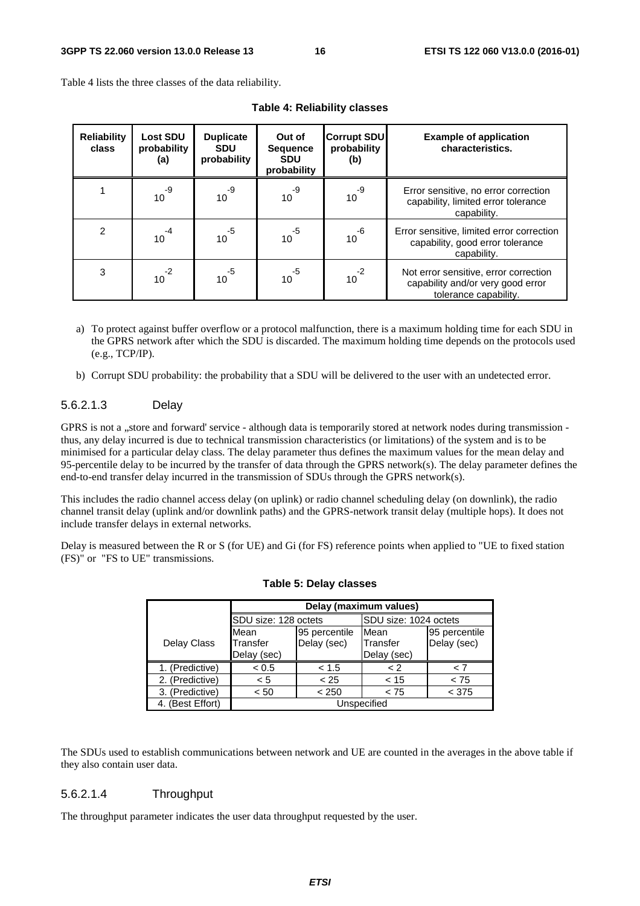Table 4 lists the three classes of the data reliability.

**Table 4: Reliability classes**

| Reliability class | Lost SDU probability (a) | Duplicate SDU probability | Out of Sequence SDU probability | Corrupt SDU probability (b) | Example of application characteristics. |
|---|---|---|---|---|---|
| 1 | $10^{-9}$ | $10^{-9}$ | $10^{-9}$ | $10^{-9}$ | Error sensitive, no error correction capability, limited error tolerance capability. |
| 2 | $10^{-4}$ | $10^{-5}$ | $10^{-5}$ | $10^{-6}$ | Error sensitive, limited error correction capability, good error tolerance capability. |
| 3 | $10^{-2}$ | $10^{-5}$ | $10^{-5}$ | $10^{-2}$ | Not error sensitive, error correction capability and/or very good error tolerance capability. |

a) To protect against buffer overflow or a protocol malfunction, there is a maximum holding time for each SDU in the GPRS network after which the SDU is discarded. The maximum holding time depends on the protocols used (e.g., TCP/IP).

b) Corrupt SDU probability: the probability that a SDU will be delivered to the user with an undetected error.

#### 5.6.2.1.3 Delay

GPRS is not a „store and forward' service - although data is temporarily stored at network nodes during transmission - thus, any delay incurred is due to technical transmission characteristics (or limitations) of the system and is to be minimised for a particular delay class. The delay parameter thus defines the maximum values for the mean delay and 95-percentile delay to be incurred by the transfer of data through the GPRS network(s). The delay parameter defines the end-to-end transfer delay incurred in the transmission of SDUs through the GPRS network(s).

This includes the radio channel access delay (on uplink) or radio channel scheduling delay (on downlink), the radio channel transit delay (uplink and/or downlink paths) and the GPRS-network transit delay (multiple hops). It does not include transfer delays in external networks.

Delay is measured between the R or S (for UE) and Gi (for FS) reference points when applied to "UE to fixed station (FS)" or "FS to UE" transmissions.

**Table 5: Delay classes**

| | Delay (maximum values) | | | |
|---|---|---|---|---|
| | SDU size: 128 octets | | SDU size: 1024 octets | |
| Delay Class | Mean Transfer Delay (sec) | 95 percentile Delay (sec) | Mean Transfer Delay (sec) | 95 percentile Delay (sec) |
| 1. (Predictive) | < 0.5 | < 1.5 | < 2 | < 7 |
| 2. (Predictive) | < 5 | < 25 | < 15 | < 75 |
| 3. (Predictive) | < 50 | < 250 | < 75 | < 375 |
| 4. (Best Effort) | Unspecified | | | |

The SDUs used to establish communications between network and UE are counted in the averages in the above table if they also contain user data.

#### 5.6.2.1.4 Throughput

The throughput parameter indicates the user data throughput requested by the user.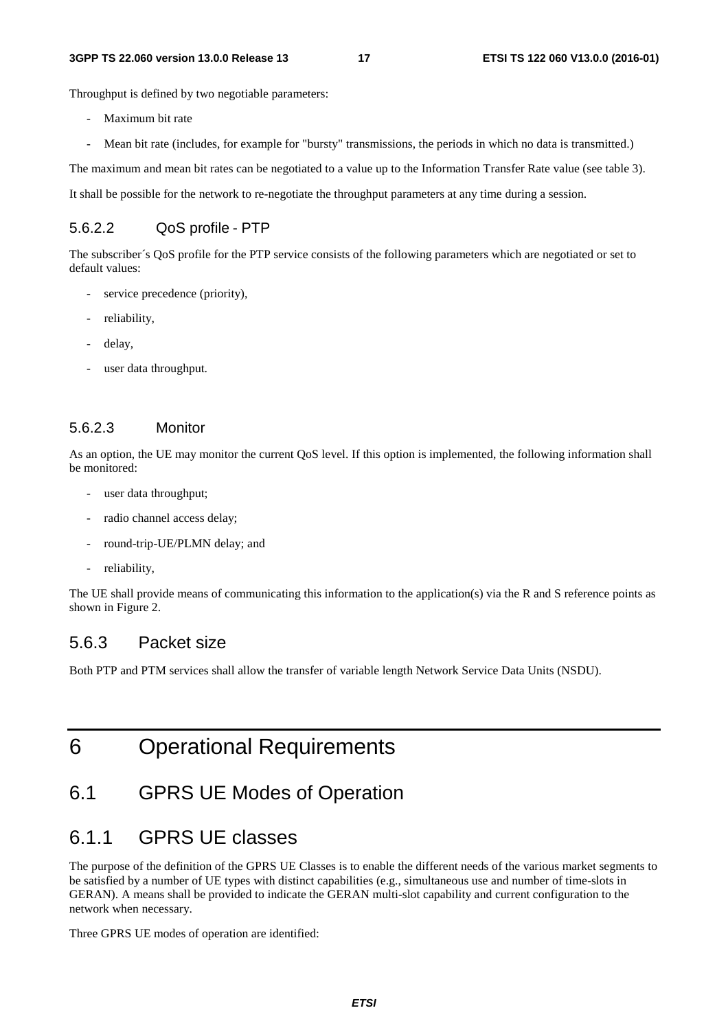Throughput is defined by two negotiable parameters:

- Maximum bit rate
- Mean bit rate (includes, for example for "bursty" transmissions, the periods in which no data is transmitted.)

The maximum and mean bit rates can be negotiated to a value up to the Information Transfer Rate value (see table 3).

It shall be possible for the network to re-negotiate the throughput parameters at any time during a session.

#### 5.6.2.2 QoS profile - PTP

The subscriber´s QoS profile for the PTP service consists of the following parameters which are negotiated or set to default values:

- service precedence (priority),
- reliability,
- delay,
- user data throughput.

#### 5.6.2.3 Monitor

As an option, the UE may monitor the current QoS level. If this option is implemented, the following information shall be monitored:

- user data throughput;
- radio channel access delay;
- round-trip-UE/PLMN delay; and
- reliability,

The UE shall provide means of communicating this information to the application(s) via the R and S reference points as shown in Figure 2.

### 5.6.3 Packet size

Both PTP and PTM services shall allow the transfer of variable length Network Service Data Units (NSDU).

# 6 Operational Requirements

## 6.1 GPRS UE Modes of Operation

### 6.1.1 GPRS UE classes

The purpose of the definition of the GPRS UE Classes is to enable the different needs of the various market segments to be satisfied by a number of UE types with distinct capabilities (e.g., simultaneous use and number of time-slots in GERAN). A means shall be provided to indicate the GERAN multi-slot capability and current configuration to the network when necessary.

Three GPRS UE modes of operation are identified: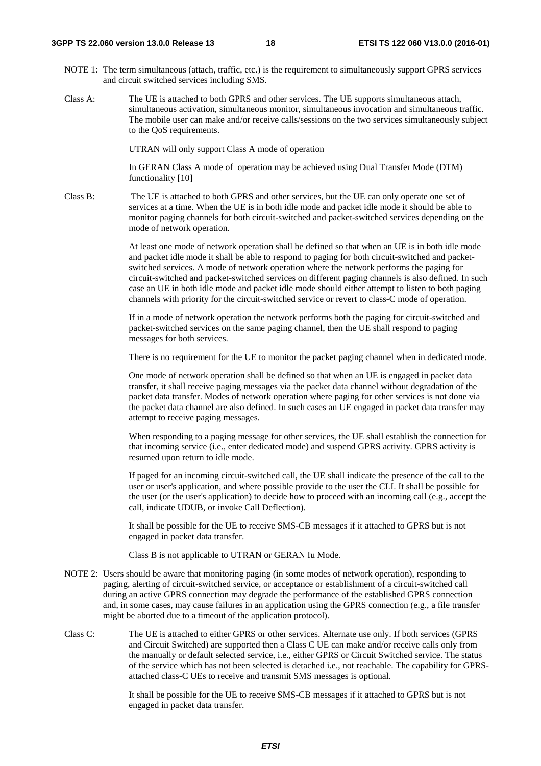NOTE 1: The term simultaneous (attach, traffic, etc.) is the requirement to simultaneously support GPRS services and circuit switched services including SMS.

Class A: The UE is attached to both GPRS and other services. The UE supports simultaneous attach, simultaneous activation, simultaneous monitor, simultaneous invocation and simultaneous traffic. The mobile user can make and/or receive calls/sessions on the two services simultaneously subject to the QoS requirements.

UTRAN will only support Class A mode of operation

In GERAN Class A mode of operation may be achieved using Dual Transfer Mode (DTM) functionality [10]

Class B: The UE is attached to both GPRS and other services, but the UE can only operate one set of services at a time. When the UE is in both idle mode and packet idle mode it should be able to monitor paging channels for both circuit-switched and packet-switched services depending on the mode of network operation.

At least one mode of network operation shall be defined so that when an UE is in both idle mode and packet idle mode it shall be able to respond to paging for both circuit-switched and packet-switched services. A mode of network operation where the network performs the paging for circuit-switched and packet-switched services on different paging channels is also defined. In such case an UE in both idle mode and packet idle mode should either attempt to listen to both paging channels with priority for the circuit-switched service or revert to class-C mode of operation.

If in a mode of network operation the network performs both the paging for circuit-switched and packet-switched services on the same paging channel, then the UE shall respond to paging messages for both services.

There is no requirement for the UE to monitor the packet paging channel when in dedicated mode.

One mode of network operation shall be defined so that when an UE is engaged in packet data transfer, it shall receive paging messages via the packet data channel without degradation of the packet data transfer. Modes of network operation where paging for other services is not done via the packet data channel are also defined. In such cases an UE engaged in packet data transfer may attempt to receive paging messages.

When responding to a paging message for other services, the UE shall establish the connection for that incoming service (i.e., enter dedicated mode) and suspend GPRS activity. GPRS activity is resumed upon return to idle mode.

If paged for an incoming circuit-switched call, the UE shall indicate the presence of the call to the user or user's application, and where possible provide to the user the CLI. It shall be possible for the user (or the user's application) to decide how to proceed with an incoming call (e.g., accept the call, indicate UDUB, or invoke Call Deflection).

It shall be possible for the UE to receive SMS-CB messages if it attached to GPRS but is not engaged in packet data transfer.

Class B is not applicable to UTRAN or GERAN Iu Mode.

NOTE 2: Users should be aware that monitoring paging (in some modes of network operation), responding to paging, alerting of circuit-switched service, or acceptance or establishment of a circuit-switched call during an active GPRS connection may degrade the performance of the established GPRS connection and, in some cases, may cause failures in an application using the GPRS connection (e.g., a file transfer might be aborted due to a timeout of the application protocol).

Class C: The UE is attached to either GPRS or other services. Alternate use only. If both services (GPRS and Circuit Switched) are supported then a Class C UE can make and/or receive calls only from the manually or default selected service, i.e., either GPRS or Circuit Switched service. The status of the service which has not been selected is detached i.e., not reachable. The capability for GPRS-attached class-C UEs to receive and transmit SMS messages is optional.

It shall be possible for the UE to receive SMS-CB messages if it attached to GPRS but is not engaged in packet data transfer.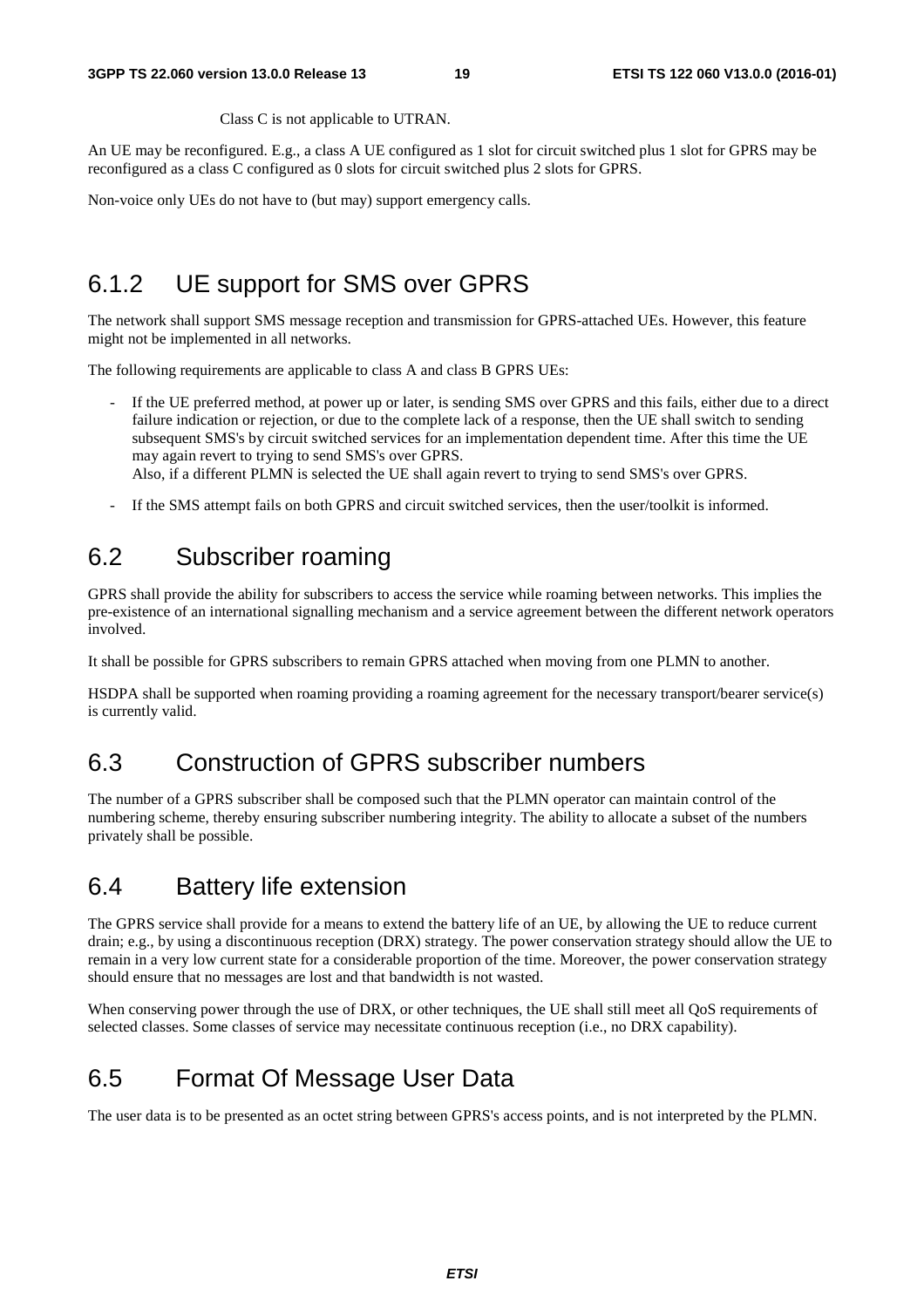Class C is not applicable to UTRAN.

An UE may be reconfigured. E.g., a class A UE configured as 1 slot for circuit switched plus 1 slot for GPRS may be reconfigured as a class C configured as 0 slots for circuit switched plus 2 slots for GPRS.

Non-voice only UEs do not have to (but may) support emergency calls.

### 6.1.2 UE support for SMS over GPRS

The network shall support SMS message reception and transmission for GPRS-attached UEs. However, this feature might not be implemented in all networks.

The following requirements are applicable to class A and class B GPRS UEs:

- If the UE preferred method, at power up or later, is sending SMS over GPRS and this fails, either due to a direct failure indication or rejection, or due to the complete lack of a response, then the UE shall switch to sending subsequent SMS's by circuit switched services for an implementation dependent time. After this time the UE may again revert to trying to send SMS's over GPRS.
  Also, if a different PLMN is selected the UE shall again revert to trying to send SMS's over GPRS.
- If the SMS attempt fails on both GPRS and circuit switched services, then the user/toolkit is informed.

## 6.2 Subscriber roaming

GPRS shall provide the ability for subscribers to access the service while roaming between networks. This implies the pre-existence of an international signalling mechanism and a service agreement between the different network operators involved.

It shall be possible for GPRS subscribers to remain GPRS attached when moving from one PLMN to another.

HSDPA shall be supported when roaming providing a roaming agreement for the necessary transport/bearer service(s) is currently valid.

## 6.3 Construction of GPRS subscriber numbers

The number of a GPRS subscriber shall be composed such that the PLMN operator can maintain control of the numbering scheme, thereby ensuring subscriber numbering integrity. The ability to allocate a subset of the numbers privately shall be possible.

## 6.4 Battery life extension

The GPRS service shall provide for a means to extend the battery life of an UE, by allowing the UE to reduce current drain; e.g., by using a discontinuous reception (DRX) strategy. The power conservation strategy should allow the UE to remain in a very low current state for a considerable proportion of the time. Moreover, the power conservation strategy should ensure that no messages are lost and that bandwidth is not wasted.

When conserving power through the use of DRX, or other techniques, the UE shall still meet all QoS requirements of selected classes. Some classes of service may necessitate continuous reception (i.e., no DRX capability).

## 6.5 Format Of Message User Data

The user data is to be presented as an octet string between GPRS's access points, and is not interpreted by the PLMN.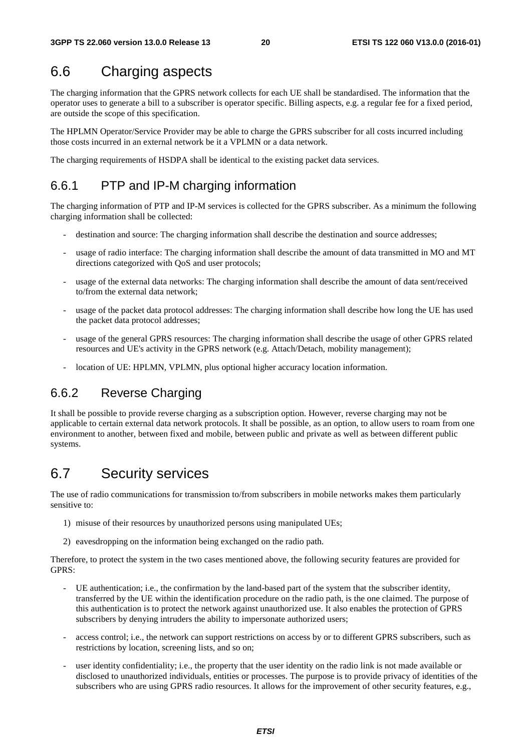## 6.6 Charging aspects

The charging information that the GPRS network collects for each UE shall be standardised. The information that the operator uses to generate a bill to a subscriber is operator specific. Billing aspects, e.g. a regular fee for a fixed period, are outside the scope of this specification.

The HPLMN Operator/Service Provider may be able to charge the GPRS subscriber for all costs incurred including those costs incurred in an external network be it a VPLMN or a data network.

The charging requirements of HSDPA shall be identical to the existing packet data services.

### 6.6.1 PTP and IP-M charging information

The charging information of PTP and IP-M services is collected for the GPRS subscriber. As a minimum the following charging information shall be collected:

- destination and source: The charging information shall describe the destination and source addresses;
- usage of radio interface: The charging information shall describe the amount of data transmitted in MO and MT directions categorized with QoS and user protocols;
- usage of the external data networks: The charging information shall describe the amount of data sent/received to/from the external data network;
- usage of the packet data protocol addresses: The charging information shall describe how long the UE has used the packet data protocol addresses;
- usage of the general GPRS resources: The charging information shall describe the usage of other GPRS related resources and UE's activity in the GPRS network (e.g. Attach/Detach, mobility management);
- location of UE: HPLMN, VPLMN, plus optional higher accuracy location information.

### 6.6.2 Reverse Charging

It shall be possible to provide reverse charging as a subscription option. However, reverse charging may not be applicable to certain external data network protocols. It shall be possible, as an option, to allow users to roam from one environment to another, between fixed and mobile, between public and private as well as between different public systems.

## 6.7 Security services

The use of radio communications for transmission to/from subscribers in mobile networks makes them particularly sensitive to:

1) misuse of their resources by unauthorized persons using manipulated UEs;
2) eavesdropping on the information being exchanged on the radio path.

Therefore, to protect the system in the two cases mentioned above, the following security features are provided for GPRS:

- UE authentication; i.e., the confirmation by the land-based part of the system that the subscriber identity, transferred by the UE within the identification procedure on the radio path, is the one claimed. The purpose of this authentication is to protect the network against unauthorized use. It also enables the protection of GPRS subscribers by denying intruders the ability to impersonate authorized users;
- access control; i.e., the network can support restrictions on access by or to different GPRS subscribers, such as restrictions by location, screening lists, and so on;
- user identity confidentiality; i.e., the property that the user identity on the radio link is not made available or disclosed to unauthorized individuals, entities or processes. The purpose is to provide privacy of identities of the subscribers who are using GPRS radio resources. It allows for the improvement of other security features, e.g.,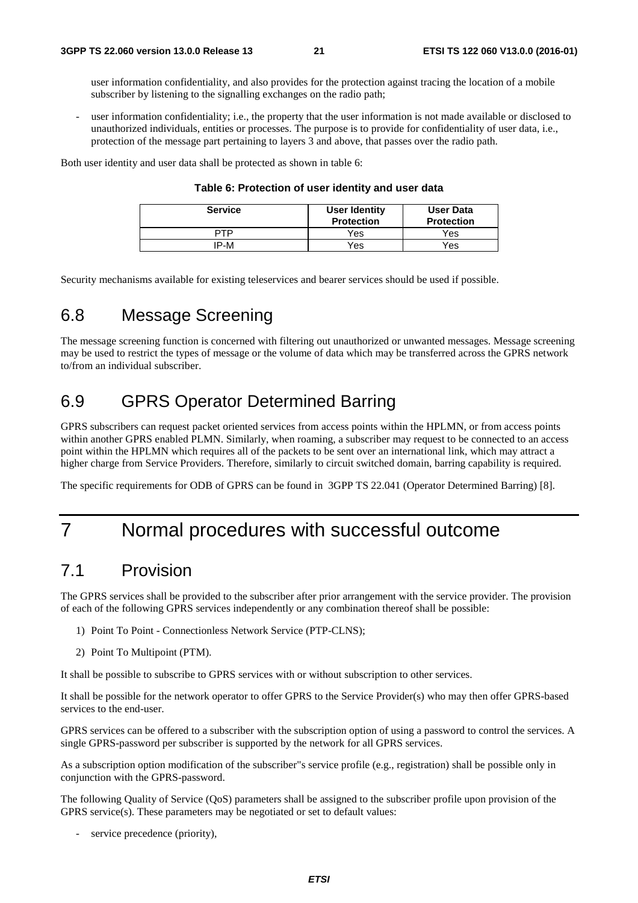user information confidentiality, and also provides for the protection against tracing the location of a mobile subscriber by listening to the signalling exchanges on the radio path;

- user information confidentiality; i.e., the property that the user information is not made available or disclosed to unauthorized individuals, entities or processes. The purpose is to provide for confidentiality of user data, i.e., protection of the message part pertaining to layers 3 and above, that passes over the radio path.

Both user identity and user data shall be protected as shown in table 6:

**Table 6: Protection of user identity and user data**

| Service | User Identity Protection | User Data Protection |
|---|---|---|
| PTP | Yes | Yes |
| IP-M | Yes | Yes |

Security mechanisms available for existing teleservices and bearer services should be used if possible.

## 6.8 Message Screening

The message screening function is concerned with filtering out unauthorized or unwanted messages. Message screening may be used to restrict the types of message or the volume of data which may be transferred across the GPRS network to/from an individual subscriber.

## 6.9 GPRS Operator Determined Barring

GPRS subscribers can request packet oriented services from access points within the HPLMN, or from access points within another GPRS enabled PLMN. Similarly, when roaming, a subscriber may request to be connected to an access point within the HPLMN which requires all of the packets to be sent over an international link, which may attract a higher charge from Service Providers. Therefore, similarly to circuit switched domain, barring capability is required.

The specific requirements for ODB of GPRS can be found in 3GPP TS 22.041 (Operator Determined Barring) [8].

# 7 Normal procedures with successful outcome

## 7.1 Provision

The GPRS services shall be provided to the subscriber after prior arrangement with the service provider. The provision of each of the following GPRS services independently or any combination thereof shall be possible:

1) Point To Point - Connectionless Network Service (PTP-CLNS);

2) Point To Multipoint (PTM).

It shall be possible to subscribe to GPRS services with or without subscription to other services.

It shall be possible for the network operator to offer GPRS to the Service Provider(s) who may then offer GPRS-based services to the end-user.

GPRS services can be offered to a subscriber with the subscription option of using a password to control the services. A single GPRS-password per subscriber is supported by the network for all GPRS services.

As a subscription option modification of the subscriber"s service profile (e.g., registration) shall be possible only in conjunction with the GPRS-password.

The following Quality of Service (QoS) parameters shall be assigned to the subscriber profile upon provision of the GPRS service(s). These parameters may be negotiated or set to default values:

- service precedence (priority),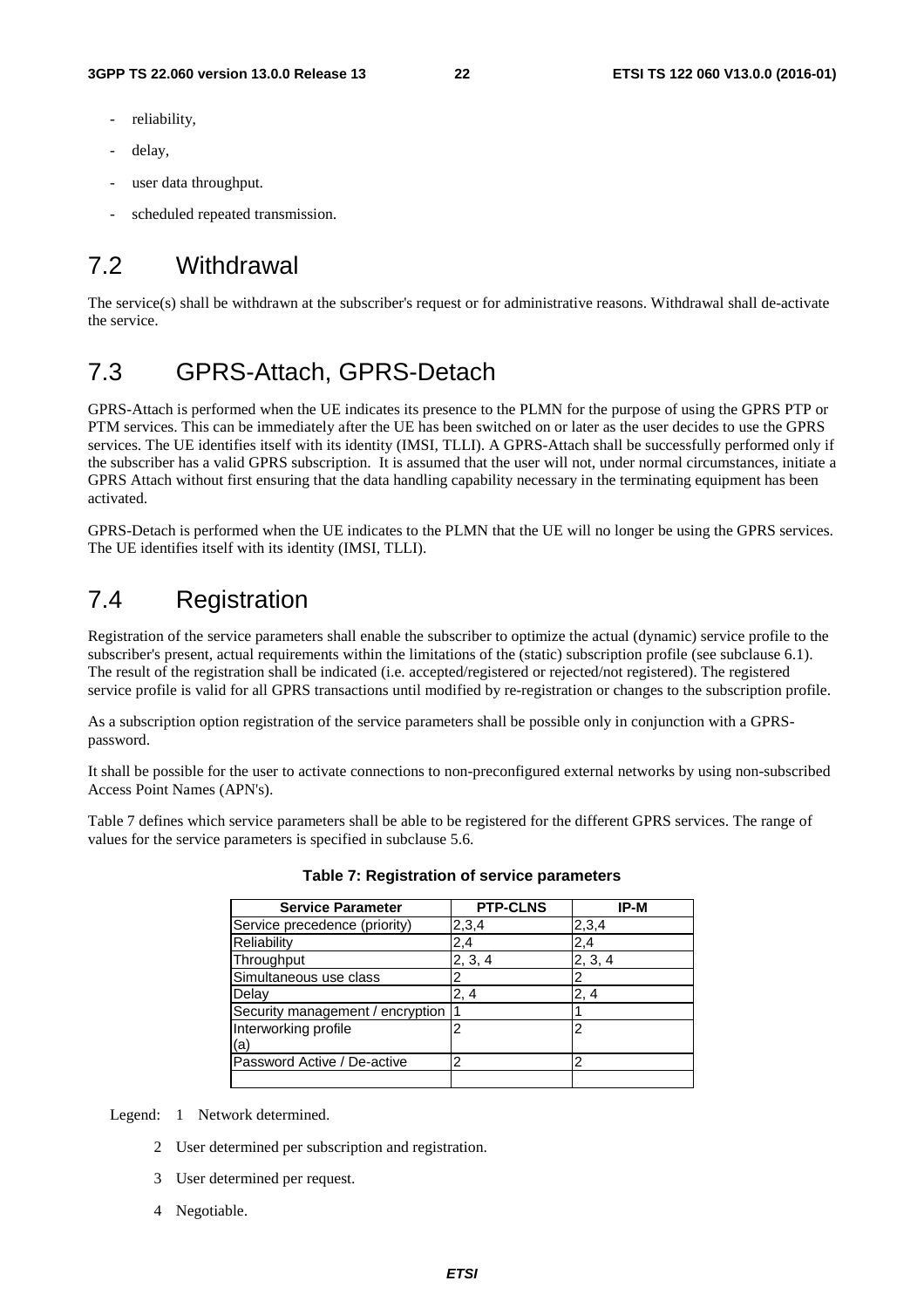- reliability,
- delay,
- user data throughput.
- scheduled repeated transmission.

## 7.2 Withdrawal

The service(s) shall be withdrawn at the subscriber's request or for administrative reasons. Withdrawal shall de-activate the service.

## 7.3 GPRS-Attach, GPRS-Detach

GPRS-Attach is performed when the UE indicates its presence to the PLMN for the purpose of using the GPRS PTP or PTM services. This can be immediately after the UE has been switched on or later as the user decides to use the GPRS services. The UE identifies itself with its identity (IMSI, TLLI). A GPRS-Attach shall be successfully performed only if the subscriber has a valid GPRS subscription. It is assumed that the user will not, under normal circumstances, initiate a GPRS Attach without first ensuring that the data handling capability necessary in the terminating equipment has been activated.

GPRS-Detach is performed when the UE indicates to the PLMN that the UE will no longer be using the GPRS services. The UE identifies itself with its identity (IMSI, TLLI).

## 7.4 Registration

Registration of the service parameters shall enable the subscriber to optimize the actual (dynamic) service profile to the subscriber's present, actual requirements within the limitations of the (static) subscription profile (see subclause 6.1). The result of the registration shall be indicated (i.e. accepted/registered or rejected/not registered). The registered service profile is valid for all GPRS transactions until modified by re-registration or changes to the subscription profile.

As a subscription option registration of the service parameters shall be possible only in conjunction with a GPRS-password.

It shall be possible for the user to activate connections to non-preconfigured external networks by using non-subscribed Access Point Names (APN's).

Table 7 defines which service parameters shall be able to be registered for the different GPRS services. The range of values for the service parameters is specified in subclause 5.6.

**Table 7: Registration of service parameters**

| Service Parameter | PTP-CLNS | IP-M |
|---|---|---|
| Service precedence (priority) | 2,3,4 | 2,3,4 |
| Reliability | 2,4 | 2,4 |
| Throughput | 2, 3, 4 | 2, 3, 4 |
| Simultaneous use class | 2 | 2 |
| Delay | 2, 4 | 2, 4 |
| Security management / encryption | 1 | 1 |
| Interworking profile (a) | 2 | 2 |
| Password Active / De-active | 2 | 2 |
| | | |

Legend:
1 Network determined.
2 User determined per subscription and registration.
3 User determined per request.
4 Negotiable.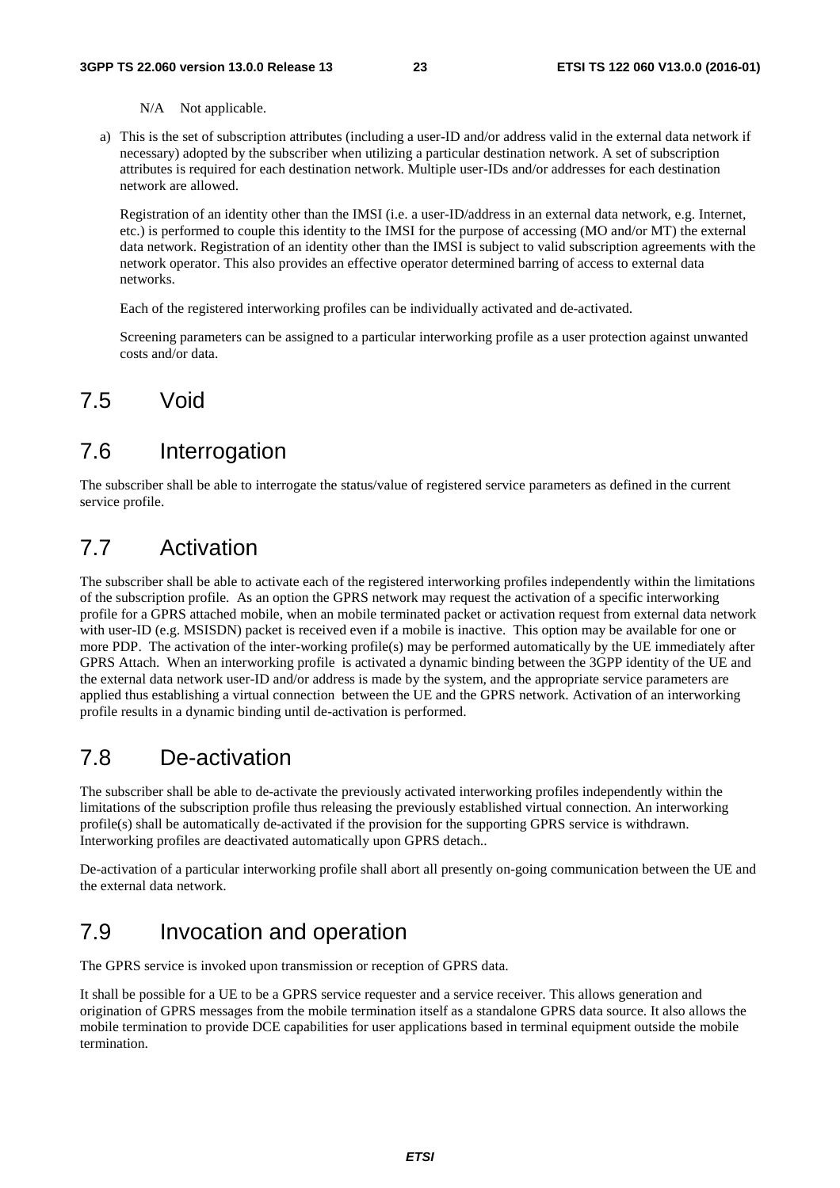N/A Not applicable.

a) This is the set of subscription attributes (including a user-ID and/or address valid in the external data network if necessary) adopted by the subscriber when utilizing a particular destination network. A set of subscription attributes is required for each destination network. Multiple user-IDs and/or addresses for each destination network are allowed.

   Registration of an identity other than the IMSI (i.e. a user-ID/address in an external data network, e.g. Internet, etc.) is performed to couple this identity to the IMSI for the purpose of accessing (MO and/or MT) the external data network. Registration of an identity other than the IMSI is subject to valid subscription agreements with the network operator. This also provides an effective operator determined barring of access to external data networks.

   Each of the registered interworking profiles can be individually activated and de-activated.

   Screening parameters can be assigned to a particular interworking profile as a user protection against unwanted costs and/or data.

# 7.5 Void

# 7.6 Interrogation

The subscriber shall be able to interrogate the status/value of registered service parameters as defined in the current service profile.

# 7.7 Activation

The subscriber shall be able to activate each of the registered interworking profiles independently within the limitations of the subscription profile. As an option the GPRS network may request the activation of a specific interworking profile for a GPRS attached mobile, when an mobile terminated packet or activation request from external data network with user-ID (e.g. MSISDN) packet is received even if a mobile is inactive. This option may be available for one or more PDP. The activation of the inter-working profile(s) may be performed automatically by the UE immediately after GPRS Attach. When an interworking profile is activated a dynamic binding between the 3GPP identity of the UE and the external data network user-ID and/or address is made by the system, and the appropriate service parameters are applied thus establishing a virtual connection between the UE and the GPRS network. Activation of an interworking profile results in a dynamic binding until de-activation is performed.

# 7.8 De-activation

The subscriber shall be able to de-activate the previously activated interworking profiles independently within the limitations of the subscription profile thus releasing the previously established virtual connection. An interworking profile(s) shall be automatically de-activated if the provision for the supporting GPRS service is withdrawn. Interworking profiles are deactivated automatically upon GPRS detach..

De-activation of a particular interworking profile shall abort all presently on-going communication between the UE and the external data network.

# 7.9 Invocation and operation

The GPRS service is invoked upon transmission or reception of GPRS data.

It shall be possible for a UE to be a GPRS service requester and a service receiver. This allows generation and origination of GPRS messages from the mobile termination itself as a standalone GPRS data source. It also allows the mobile termination to provide DCE capabilities for user applications based in terminal equipment outside the mobile termination.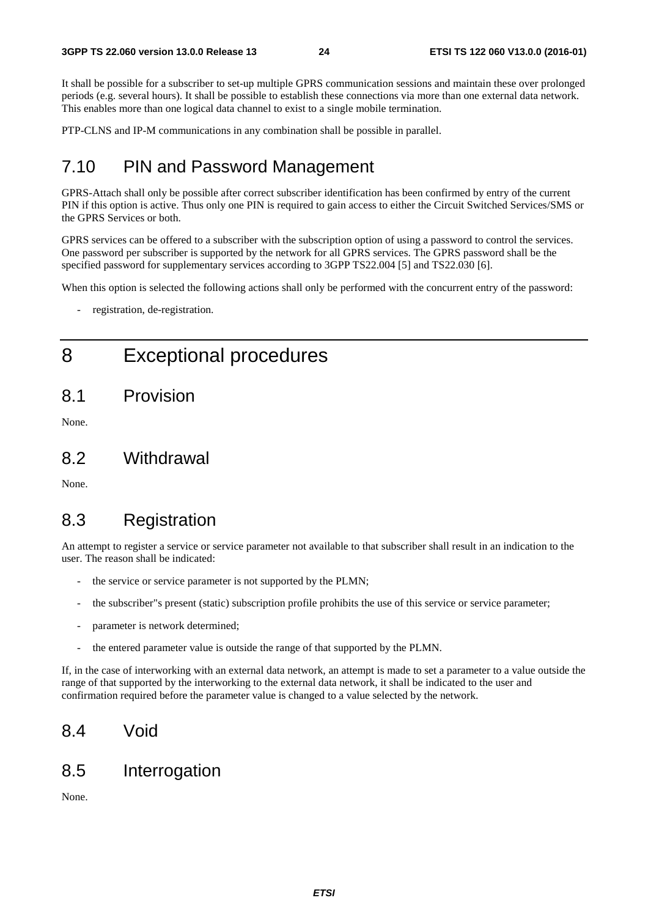It shall be possible for a subscriber to set-up multiple GPRS communication sessions and maintain these over prolonged periods (e.g. several hours). It shall be possible to establish these connections via more than one external data network. This enables more than one logical data channel to exist to a single mobile termination.

PTP-CLNS and IP-M communications in any combination shall be possible in parallel.

## 7.10 PIN and Password Management

GPRS-Attach shall only be possible after correct subscriber identification has been confirmed by entry of the current PIN if this option is active. Thus only one PIN is required to gain access to either the Circuit Switched Services/SMS or the GPRS Services or both.

GPRS services can be offered to a subscriber with the subscription option of using a password to control the services. One password per subscriber is supported by the network for all GPRS services. The GPRS password shall be the specified password for supplementary services according to 3GPP TS22.004 [5] and TS22.030 [6].

When this option is selected the following actions shall only be performed with the concurrent entry of the password:

- registration, de-registration.

# 8 Exceptional procedures

## 8.1 Provision

None.

## 8.2 Withdrawal

None.

## 8.3 Registration

An attempt to register a service or service parameter not available to that subscriber shall result in an indication to the user. The reason shall be indicated:

- the service or service parameter is not supported by the PLMN;
- the subscriber"s present (static) subscription profile prohibits the use of this service or service parameter;
- parameter is network determined;
- the entered parameter value is outside the range of that supported by the PLMN.

If, in the case of interworking with an external data network, an attempt is made to set a parameter to a value outside the range of that supported by the interworking to the external data network, it shall be indicated to the user and confirmation required before the parameter value is changed to a value selected by the network.

## 8.4 Void

## 8.5 Interrogation

None.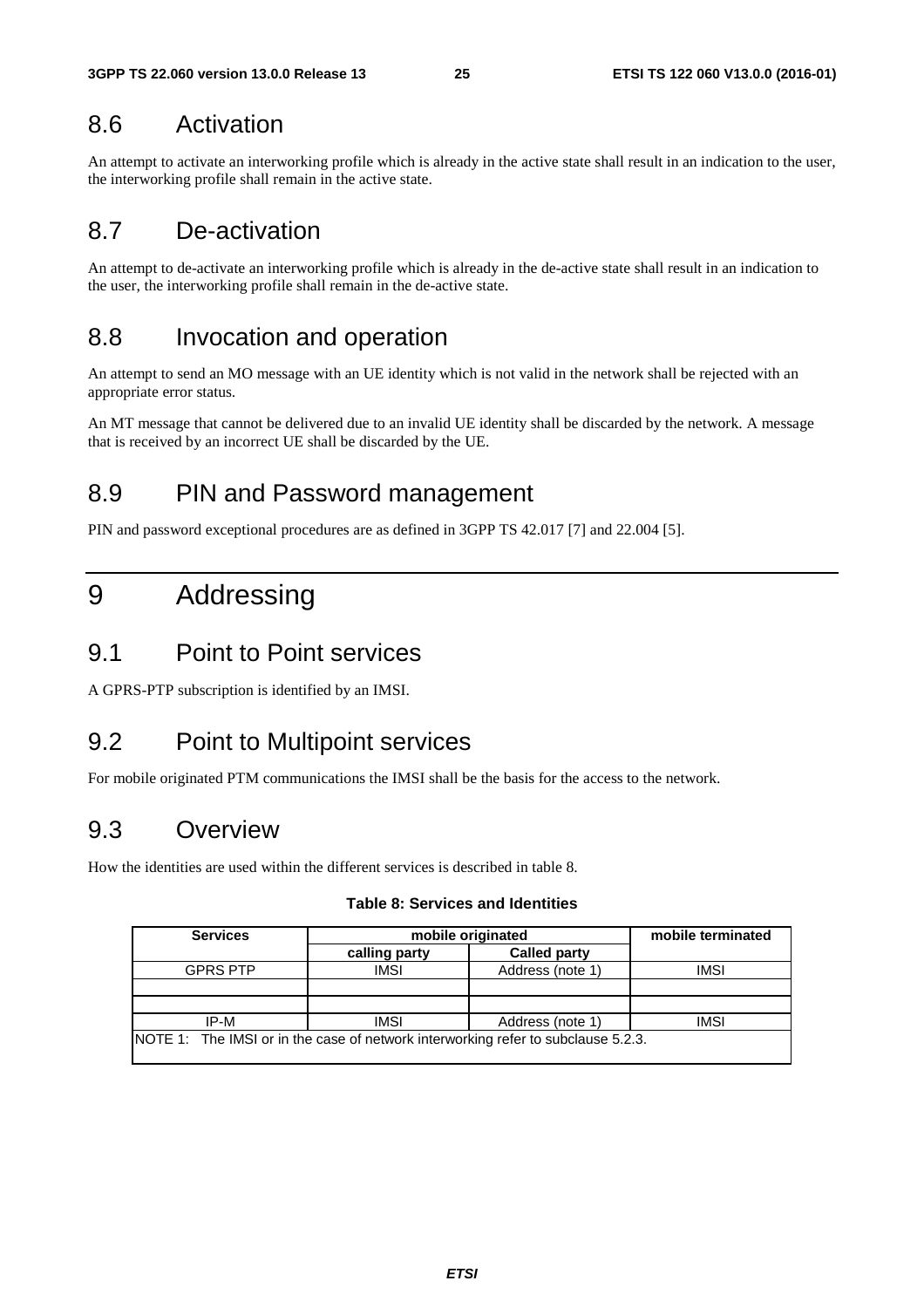## 8.6 Activation

An attempt to activate an interworking profile which is already in the active state shall result in an indication to the user, the interworking profile shall remain in the active state.

## 8.7 De-activation

An attempt to de-activate an interworking profile which is already in the de-active state shall result in an indication to the user, the interworking profile shall remain in the de-active state.

## 8.8 Invocation and operation

An attempt to send an MO message with an UE identity which is not valid in the network shall be rejected with an appropriate error status.

An MT message that cannot be delivered due to an invalid UE identity shall be discarded by the network. A message that is received by an incorrect UE shall be discarded by the UE.

## 8.9 PIN and Password management

PIN and password exceptional procedures are as defined in 3GPP TS 42.017 [7] and 22.004 [5].

# 9 Addressing

## 9.1 Point to Point services

A GPRS-PTP subscription is identified by an IMSI.

## 9.2 Point to Multipoint services

For mobile originated PTM communications the IMSI shall be the basis for the access to the network.

## 9.3 Overview

How the identities are used within the different services is described in table 8.

**Table 8: Services and Identities**

| Services | mobile originated | | mobile terminated |
|---|---|---|---|
| | calling party | Called party | |
| GPRS PTP | IMSI | Address (note 1) | IMSI |
| | | | |
| | | | |
| IP-M | IMSI | Address (note 1) | IMSI |
| NOTE 1: The IMSI or in the case of network interworking refer to subclause 5.2.3. | | | |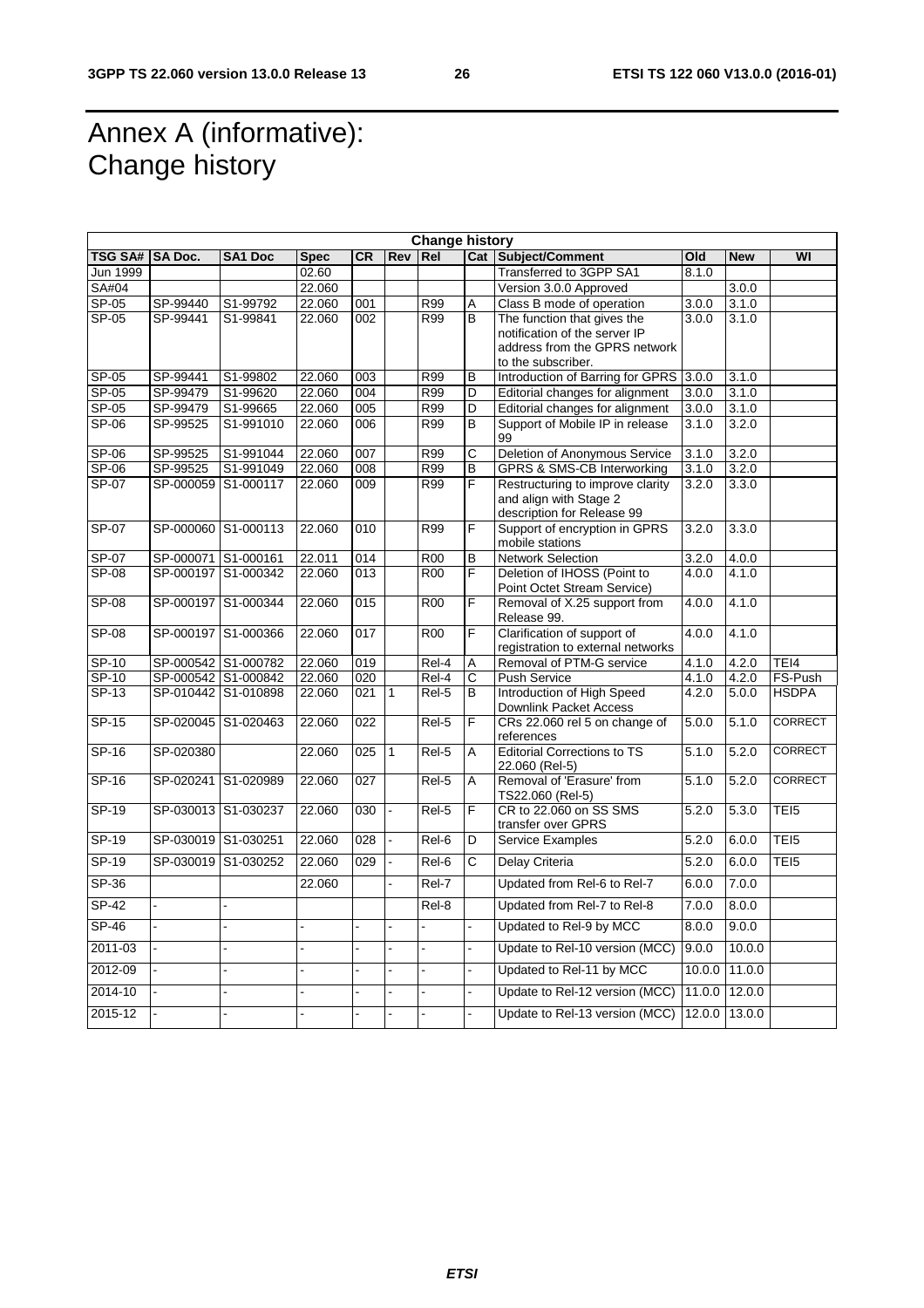# Annex A (informative): Change history

| Change history | | | | | | | | | | | |
|---|---|---|---|---|---|---|---|---|---|---|---|
| TSG SA# | SA Doc. | SA1 Doc | Spec | CR | Rev | Rel | Cat | Subject/Comment | Old | New | WI |
| Jun 1999 | | | 02.60 | | | | | Transferred to 3GPP SA1 | 8.1.0 | | |
| SA#04 | | | 22.060 | | | | | Version 3.0.0 Approved | | 3.0.0 | |
| SP-05 | SP-99440 | S1-99792 | 22.060 | 001 | | R99 | A | Class B mode of operation | 3.0.0 | 3.1.0 | |
| SP-05 | SP-99441 | S1-99841 | 22.060 | 002 | | R99 | B | The function that gives the notification of the server IP address from the GPRS network to the subscriber. | 3.0.0 | 3.1.0 | |
| SP-05 | SP-99441 | S1-99802 | 22.060 | 003 | | R99 | B | Introduction of Barring for GPRS | 3.0.0 | 3.1.0 | |
| SP-05 | SP-99479 | S1-99620 | 22.060 | 004 | | R99 | D | Editorial changes for alignment | 3.0.0 | 3.1.0 | |
| SP-05 | SP-99479 | S1-99665 | 22.060 | 005 | | R99 | D | Editorial changes for alignment | 3.0.0 | 3.1.0 | |
| SP-06 | SP-99525 | S1-991010 | 22.060 | 006 | | R99 | B | Support of Mobile IP in release 99 | 3.1.0 | 3.2.0 | |
| SP-06 | SP-99525 | S1-991044 | 22.060 | 007 | | R99 | C | Deletion of Anonymous Service | 3.1.0 | 3.2.0 | |
| SP-06 | SP-99525 | S1-991049 | 22.060 | 008 | | R99 | B | GPRS & SMS-CB Interworking | 3.1.0 | 3.2.0 | |
| SP-07 | SP-000059 | S1-000117 | 22.060 | 009 | | R99 | F | Restructuring to improve clarity and align with Stage 2 description for Release 99 | 3.2.0 | 3.3.0 | |
| SP-07 | SP-000060 | S1-000113 | 22.060 | 010 | | R99 | F | Support of encryption in GPRS mobile stations | 3.2.0 | 3.3.0 | |
| SP-07 | SP-000071 | S1-000161 | 22.011 | 014 | | R00 | B | Network Selection | 3.2.0 | 4.0.0 | |
| SP-08 | SP-000197 | S1-000342 | 22.060 | 013 | | R00 | F | Deletion of IHOSS (Point to Point Octet Stream Service) | 4.0.0 | 4.1.0 | |
| SP-08 | SP-000197 | S1-000344 | 22.060 | 015 | | R00 | F | Removal of X.25 support from Release 99. | 4.0.0 | 4.1.0 | |
| SP-08 | SP-000197 | S1-000366 | 22.060 | 017 | | R00 | F | Clarification of support of registration to external networks | 4.0.0 | 4.1.0 | |
| SP-10 | SP-000542 | S1-000782 | 22.060 | 019 | | Rel-4 | A | Removal of PTM-G service | 4.1.0 | 4.2.0 | TEI4 |
| SP-10 | SP-000542 | S1-000842 | 22.060 | 020 | | Rel-4 | C | Push Service | 4.1.0 | 4.2.0 | FS-Push |
| SP-13 | SP-010442 | S1-010898 | 22.060 | 021 | 1 | Rel-5 | B | Introduction of High Speed Downlink Packet Access | 4.2.0 | 5.0.0 | HSDPA |
| SP-15 | SP-020045 | S1-020463 | 22.060 | 022 | | Rel-5 | F | CRs 22.060 rel 5 on change of references | 5.0.0 | 5.1.0 | CORRECT |
| SP-16 | SP-020380 | | 22.060 | 025 | 1 | Rel-5 | A | Editorial Corrections to TS 22.060 (Rel-5) | 5.1.0 | 5.2.0 | CORRECT |
| SP-16 | SP-020241 | S1-020989 | 22.060 | 027 | | Rel-5 | A | Removal of 'Erasure' from TS22.060 (Rel-5) | 5.1.0 | 5.2.0 | CORRECT |
| SP-19 | SP-030013 | S1-030237 | 22.060 | 030 | - | Rel-5 | F | CR to 22.060 on SS SMS transfer over GPRS | 5.2.0 | 5.3.0 | TEI5 |
| SP-19 | SP-030019 | S1-030251 | 22.060 | 028 | - | Rel-6 | D | Service Examples | 5.2.0 | 6.0.0 | TEI5 |
| SP-19 | SP-030019 | S1-030252 | 22.060 | 029 | - | Rel-6 | C | Delay Criteria | 5.2.0 | 6.0.0 | TEI5 |
| SP-36 | | | 22.060 | | - | Rel-7 | | Updated from Rel-6 to Rel-7 | 6.0.0 | 7.0.0 | |
| SP-42 | - | - | | | | Rel-8 | | Updated from Rel-7 to Rel-8 | 7.0.0 | 8.0.0 | |
| SP-46 | - | - | - | - | - | - | - | Updated to Rel-9 by MCC | 8.0.0 | 9.0.0 | |
| 2011-03 | - | - | - | - | - | - | - | Update to Rel-10 version (MCC) | 9.0.0 | 10.0.0 | |
| 2012-09 | - | - | - | - | - | - | - | Updated to Rel-11 by MCC | 10.0.0 | 11.0.0 | |
| 2014-10 | - | - | - | - | - | - | - | Update to Rel-12 version (MCC) | 11.0.0 | 12.0.0 | |
| 2015-12 | - | - | - | - | - | - | - | Update to Rel-13 version (MCC) | 12.0.0 | 13.0.0 | |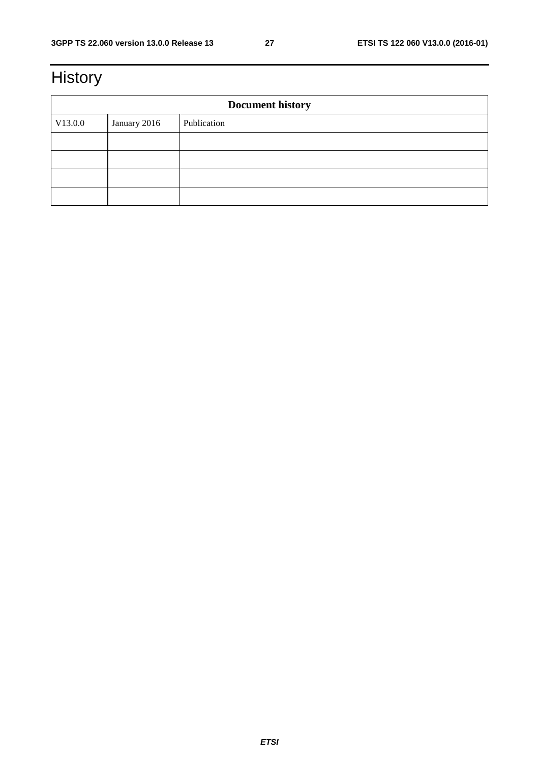# History

| Document history | | |
|---|---|---|
| V13.0.0 | January 2016 | Publication |
| | | |
| | | |
| | | |
| | | |